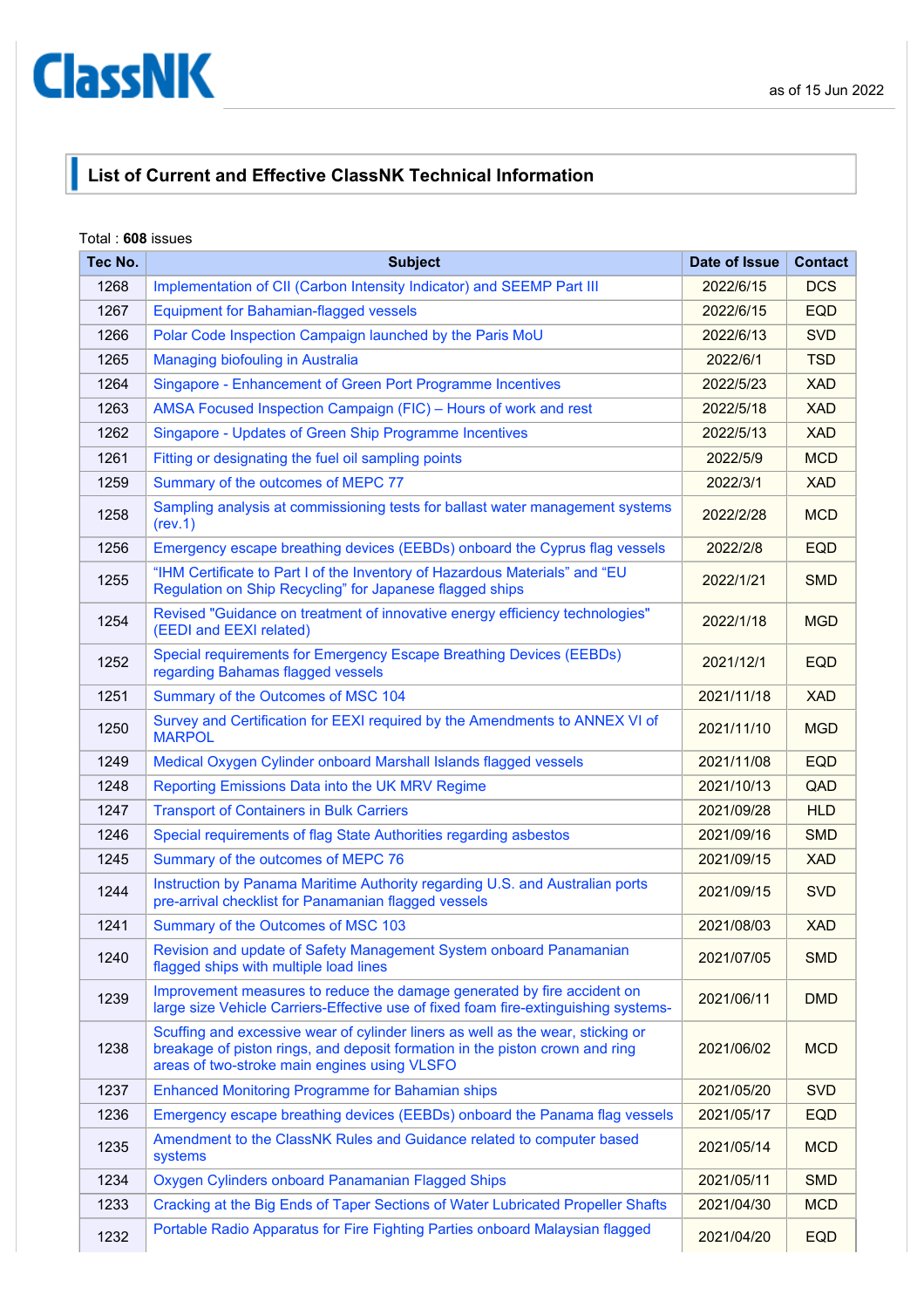ClassNK

as of 15 Jun 2022

## List of Current and Effective ClassNK Technical Information

Total : **608** issues

| Tec No. | Subject | Date of Issue | Contact |
|---|---|---|---|
| 1268 | Implementation of CII (Carbon Intensity Indicator) and SEEMP Part III | 2022/6/15 | DCS |
| 1267 | Equipment for Bahamian-flagged vessels | 2022/6/15 | EQD |
| 1266 | Polar Code Inspection Campaign launched by the Paris MoU | 2022/6/13 | SVD |
| 1265 | Managing biofouling in Australia | 2022/6/1 | TSD |
| 1264 | Singapore - Enhancement of Green Port Programme Incentives | 2022/5/23 | XAD |
| 1263 | AMSA Focused Inspection Campaign (FIC) – Hours of work and rest | 2022/5/18 | XAD |
| 1262 | Singapore - Updates of Green Ship Programme Incentives | 2022/5/13 | XAD |
| 1261 | Fitting or designating the fuel oil sampling points | 2022/5/9 | MCD |
| 1259 | Summary of the outcomes of MEPC 77 | 2022/3/1 | XAD |
| 1258 | Sampling analysis at commissioning tests for ballast water management systems (rev.1) | 2022/2/28 | MCD |
| 1256 | Emergency escape breathing devices (EEBDs) onboard the Cyprus flag vessels | 2022/2/8 | EQD |
| 1255 | “IHM Certificate to Part I of the Inventory of Hazardous Materials” and “EU Regulation on Ship Recycling” for Japanese flagged ships | 2022/1/21 | SMD |
| 1254 | Revised "Guidance on treatment of innovative energy efficiency technologies" (EEDI and EEXI related) | 2022/1/18 | MGD |
| 1252 | Special requirements for Emergency Escape Breathing Devices (EEBDs) regarding Bahamas flagged vessels | 2021/12/1 | EQD |
| 1251 | Summary of the Outcomes of MSC 104 | 2021/11/18 | XAD |
| 1250 | Survey and Certification for EEXI required by the Amendments to ANNEX VI of MARPOL | 2021/11/10 | MGD |
| 1249 | Medical Oxygen Cylinder onboard Marshall Islands flagged vessels | 2021/11/08 | EQD |
| 1248 | Reporting Emissions Data into the UK MRV Regime | 2021/10/13 | QAD |
| 1247 | Transport of Containers in Bulk Carriers | 2021/09/28 | HLD |
| 1246 | Special requirements of flag State Authorities regarding asbestos | 2021/09/16 | SMD |
| 1245 | Summary of the outcomes of MEPC 76 | 2021/09/15 | XAD |
| 1244 | Instruction by Panama Maritime Authority regarding U.S. and Australian ports pre-arrival checklist for Panamanian flagged vessels | 2021/09/15 | SVD |
| 1241 | Summary of the Outcomes of MSC 103 | 2021/08/03 | XAD |
| 1240 | Revision and update of Safety Management System onboard Panamanian flagged ships with multiple load lines | 2021/07/05 | SMD |
| 1239 | Improvement measures to reduce the damage generated by fire accident on large size Vehicle Carriers-Effective use of fixed foam fire-extinguishing systems- | 2021/06/11 | DMD |
| 1238 | Scuffing and excessive wear of cylinder liners as well as the wear, sticking or breakage of piston rings, and deposit formation in the piston crown and ring areas of two-stroke main engines using VLSFO | 2021/06/02 | MCD |
| 1237 | Enhanced Monitoring Programme for Bahamian ships | 2021/05/20 | SVD |
| 1236 | Emergency escape breathing devices (EEBDs) onboard the Panama flag vessels | 2021/05/17 | EQD |
| 1235 | Amendment to the ClassNK Rules and Guidance related to computer based systems | 2021/05/14 | MCD |
| 1234 | Oxygen Cylinders onboard Panamanian Flagged Ships | 2021/05/11 | SMD |
| 1233 | Cracking at the Big Ends of Taper Sections of Water Lubricated Propeller Shafts | 2021/04/30 | MCD |
| 1232 | Portable Radio Apparatus for Fire Fighting Parties onboard Malaysian flagged | 2021/04/20 | EQD |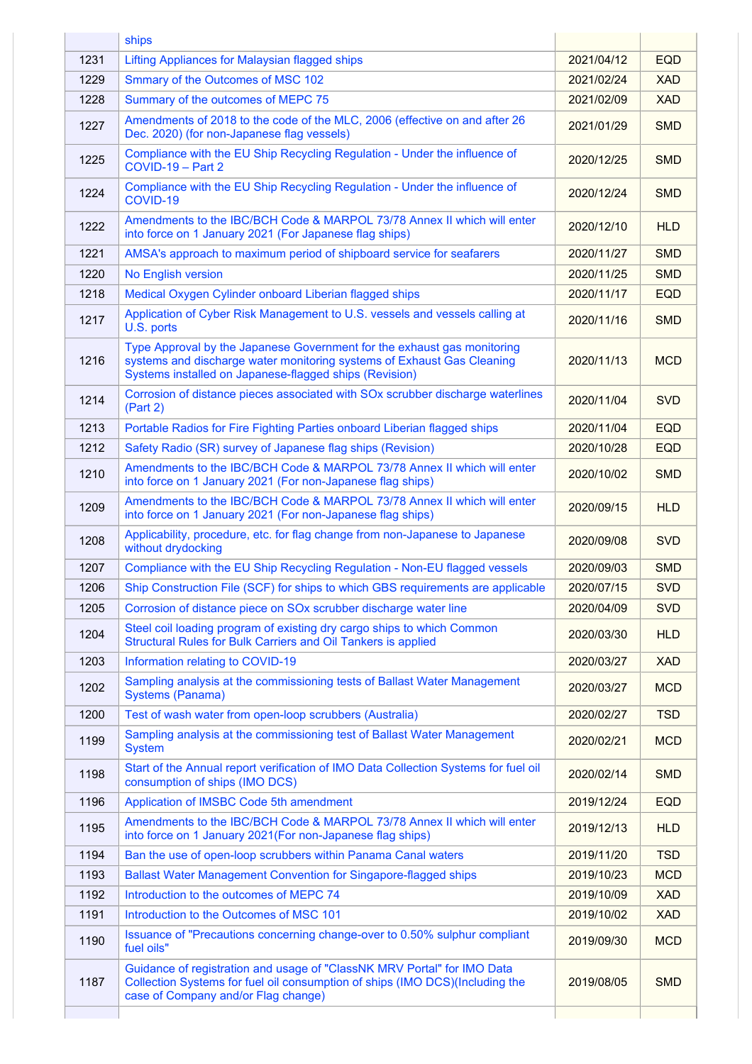|  | ships |  |  |
|---|---|---|---|
| 1231 | Lifting Appliances for Malaysian flagged ships | 2021/04/12 | EQD |
| 1229 | Smmary of the Outcomes of MSC 102 | 2021/02/24 | XAD |
| 1228 | Summary of the outcomes of MEPC 75 | 2021/02/09 | XAD |
| 1227 | Amendments of 2018 to the code of the MLC, 2006 (effective on and after 26 Dec. 2020) (for non-Japanese flag vessels) | 2021/01/29 | SMD |
| 1225 | Compliance with the EU Ship Recycling Regulation - Under the influence of COVID-19 – Part 2 | 2020/12/25 | SMD |
| 1224 | Compliance with the EU Ship Recycling Regulation - Under the influence of COVID-19 | 2020/12/24 | SMD |
| 1222 | Amendments to the IBC/BCH Code & MARPOL 73/78 Annex II which will enter into force on 1 January 2021 (For Japanese flag ships) | 2020/12/10 | HLD |
| 1221 | AMSA's approach to maximum period of shipboard service for seafarers | 2020/11/27 | SMD |
| 1220 | No English version | 2020/11/25 | SMD |
| 1218 | Medical Oxygen Cylinder onboard Liberian flagged ships | 2020/11/17 | EQD |
| 1217 | Application of Cyber Risk Management to U.S. vessels and vessels calling at U.S. ports | 2020/11/16 | SMD |
| 1216 | Type Approval by the Japanese Government for the exhaust gas monitoring systems and discharge water monitoring systems of Exhaust Gas Cleaning Systems installed on Japanese-flagged ships (Revision) | 2020/11/13 | MCD |
| 1214 | Corrosion of distance pieces associated with SOx scrubber discharge waterlines (Part 2) | 2020/11/04 | SVD |
| 1213 | Portable Radios for Fire Fighting Parties onboard Liberian flagged ships | 2020/11/04 | EQD |
| 1212 | Safety Radio (SR) survey of Japanese flag ships (Revision) | 2020/10/28 | EQD |
| 1210 | Amendments to the IBC/BCH Code & MARPOL 73/78 Annex II which will enter into force on 1 January 2021 (For non-Japanese flag ships) | 2020/10/02 | SMD |
| 1209 | Amendments to the IBC/BCH Code & MARPOL 73/78 Annex II which will enter into force on 1 January 2021 (For non-Japanese flag ships) | 2020/09/15 | HLD |
| 1208 | Applicability, procedure, etc. for flag change from non-Japanese to Japanese without drydocking | 2020/09/08 | SVD |
| 1207 | Compliance with the EU Ship Recycling Regulation - Non-EU flagged vessels | 2020/09/03 | SMD |
| 1206 | Ship Construction File (SCF) for ships to which GBS requirements are applicable | 2020/07/15 | SVD |
| 1205 | Corrosion of distance piece on SOx scrubber discharge water line | 2020/04/09 | SVD |
| 1204 | Steel coil loading program of existing dry cargo ships to which Common Structural Rules for Bulk Carriers and Oil Tankers is applied | 2020/03/30 | HLD |
| 1203 | Information relating to COVID-19 | 2020/03/27 | XAD |
| 1202 | Sampling analysis at the commissioning tests of Ballast Water Management Systems (Panama) | 2020/03/27 | MCD |
| 1200 | Test of wash water from open-loop scrubbers (Australia) | 2020/02/27 | TSD |
| 1199 | Sampling analysis at the commissioning test of Ballast Water Management System | 2020/02/21 | MCD |
| 1198 | Start of the Annual report verification of IMO Data Collection Systems for fuel oil consumption of ships (IMO DCS) | 2020/02/14 | SMD |
| 1196 | Application of IMSBC Code 5th amendment | 2019/12/24 | EQD |
| 1195 | Amendments to the IBC/BCH Code & MARPOL 73/78 Annex II which will enter into force on 1 January 2021(For non-Japanese flag ships) | 2019/12/13 | HLD |
| 1194 | Ban the use of open-loop scrubbers within Panama Canal waters | 2019/11/20 | TSD |
| 1193 | Ballast Water Management Convention for Singapore-flagged ships | 2019/10/23 | MCD |
| 1192 | Introduction to the outcomes of MEPC 74 | 2019/10/09 | XAD |
| 1191 | Introduction to the Outcomes of MSC 101 | 2019/10/02 | XAD |
| 1190 | Issuance of "Precautions concerning change-over to 0.50% sulphur compliant fuel oils" | 2019/09/30 | MCD |
| 1187 | Guidance of registration and usage of "ClassNK MRV Portal" for IMO Data Collection Systems for fuel oil consumption of ships (IMO DCS)(Including the case of Company and/or Flag change) | 2019/08/05 | SMD |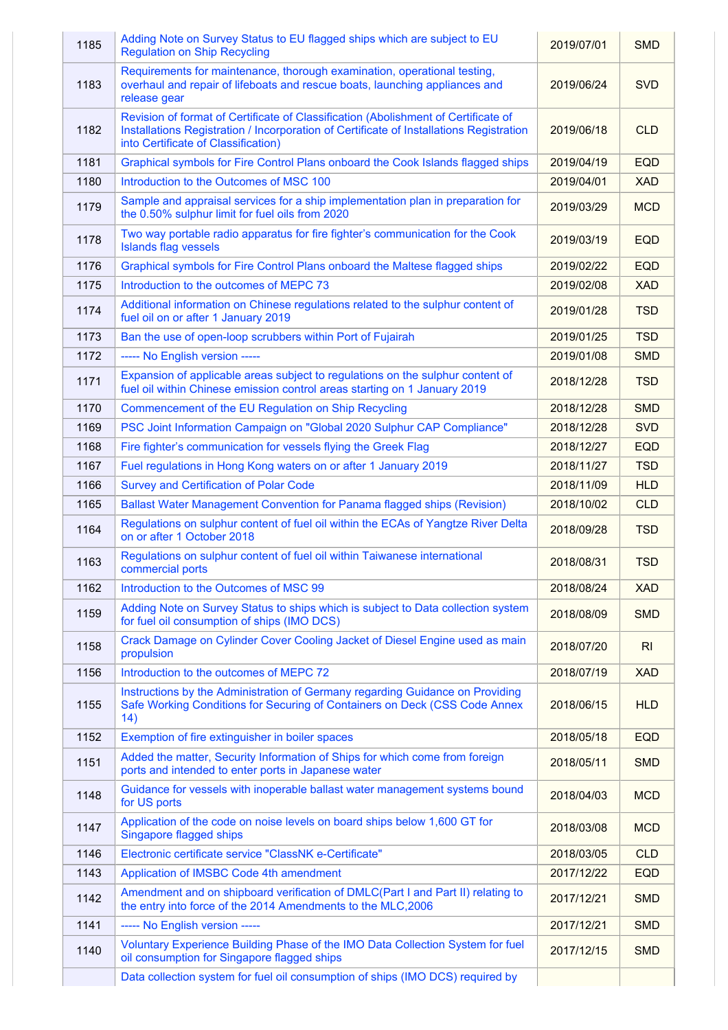| | | | |
|---|---|---|---|
| 1185 | Adding Note on Survey Status to EU flagged ships which are subject to EU Regulation on Ship Recycling | 2019/07/01 | SMD |
| 1183 | Requirements for maintenance, thorough examination, operational testing, overhaul and repair of lifeboats and rescue boats, launching appliances and release gear | 2019/06/24 | SVD |
| 1182 | Revision of format of Certificate of Classification (Abolishment of Certificate of Installations Registration / Incorporation of Certificate of Installations Registration into Certificate of Classification) | 2019/06/18 | CLD |
| 1181 | Graphical symbols for Fire Control Plans onboard the Cook Islands flagged ships | 2019/04/19 | EQD |
| 1180 | Introduction to the Outcomes of MSC 100 | 2019/04/01 | XAD |
| 1179 | Sample and appraisal services for a ship implementation plan in preparation for the 0.50% sulphur limit for fuel oils from 2020 | 2019/03/29 | MCD |
| 1178 | Two way portable radio apparatus for fire fighter's communication for the Cook Islands flag vessels | 2019/03/19 | EQD |
| 1176 | Graphical symbols for Fire Control Plans onboard the Maltese flagged ships | 2019/02/22 | EQD |
| 1175 | Introduction to the outcomes of MEPC 73 | 2019/02/08 | XAD |
| 1174 | Additional information on Chinese regulations related to the sulphur content of fuel oil on or after 1 January 2019 | 2019/01/28 | TSD |
| 1173 | Ban the use of open-loop scrubbers within Port of Fujairah | 2019/01/25 | TSD |
| 1172 | ----- No English version ----- | 2019/01/08 | SMD |
| 1171 | Expansion of applicable areas subject to regulations on the sulphur content of fuel oil within Chinese emission control areas starting on 1 January 2019 | 2018/12/28 | TSD |
| 1170 | Commencement of the EU Regulation on Ship Recycling | 2018/12/28 | SMD |
| 1169 | PSC Joint Information Campaign on "Global 2020 Sulphur CAP Compliance" | 2018/12/28 | SVD |
| 1168 | Fire fighter's communication for vessels flying the Greek Flag | 2018/12/27 | EQD |
| 1167 | Fuel regulations in Hong Kong waters on or after 1 January 2019 | 2018/11/27 | TSD |
| 1166 | Survey and Certification of Polar Code | 2018/11/09 | HLD |
| 1165 | Ballast Water Management Convention for Panama flagged ships (Revision) | 2018/10/02 | CLD |
| 1164 | Regulations on sulphur content of fuel oil within the ECAs of Yangtze River Delta on or after 1 October 2018 | 2018/09/28 | TSD |
| 1163 | Regulations on sulphur content of fuel oil within Taiwanese international commercial ports | 2018/08/31 | TSD |
| 1162 | Introduction to the Outcomes of MSC 99 | 2018/08/24 | XAD |
| 1159 | Adding Note on Survey Status to ships which is subject to Data collection system for fuel oil consumption of ships (IMO DCS) | 2018/08/09 | SMD |
| 1158 | Crack Damage on Cylinder Cover Cooling Jacket of Diesel Engine used as main propulsion | 2018/07/20 | RI |
| 1156 | Introduction to the outcomes of MEPC 72 | 2018/07/19 | XAD |
| 1155 | Instructions by the Administration of Germany regarding Guidance on Providing Safe Working Conditions for Securing of Containers on Deck (CSS Code Annex 14) | 2018/06/15 | HLD |
| 1152 | Exemption of fire extinguisher in boiler spaces | 2018/05/18 | EQD |
| 1151 | Added the matter, Security Information of Ships for which come from foreign ports and intended to enter ports in Japanese water | 2018/05/11 | SMD |
| 1148 | Guidance for vessels with inoperable ballast water management systems bound for US ports | 2018/04/03 | MCD |
| 1147 | Application of the code on noise levels on board ships below 1,600 GT for Singapore flagged ships | 2018/03/08 | MCD |
| 1146 | Electronic certificate service "ClassNK e-Certificate" | 2018/03/05 | CLD |
| 1143 | Application of IMSBC Code 4th amendment | 2017/12/22 | EQD |
| 1142 | Amendment and on shipboard verification of DMLC(Part I and Part II) relating to the entry into force of the 2014 Amendments to the MLC,2006 | 2017/12/21 | SMD |
| 1141 | ----- No English version ----- | 2017/12/21 | SMD |
| 1140 | Voluntary Experience Building Phase of the IMO Data Collection System for fuel oil consumption for Singapore flagged ships | 2017/12/15 | SMD |
| | Data collection system for fuel oil consumption of ships (IMO DCS) required by | | |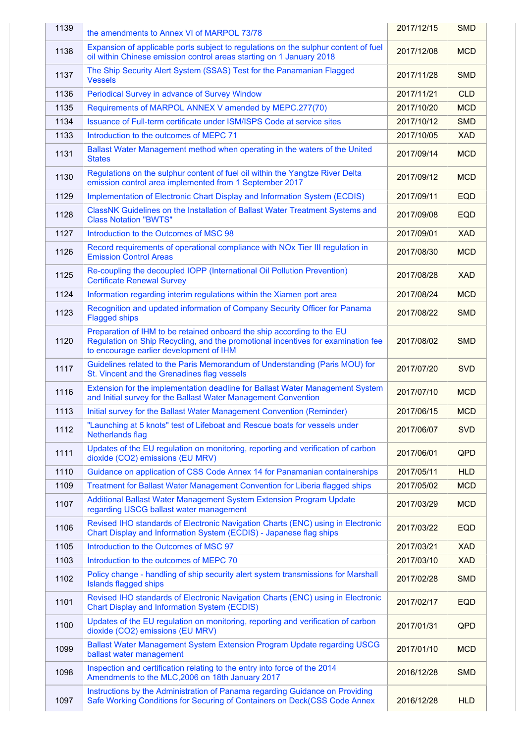| | | | |
|---|---|---|---|
| 1139 | the amendments to Annex VI of MARPOL 73/78 | 2017/12/15 | SMD |
| 1138 | Expansion of applicable ports subject to regulations on the sulphur content of fuel oil within Chinese emission control areas starting on 1 January 2018 | 2017/12/08 | MCD |
| 1137 | The Ship Security Alert System (SSAS) Test for the Panamanian Flagged Vessels | 2017/11/28 | SMD |
| 1136 | Periodical Survey in advance of Survey Window | 2017/11/21 | CLD |
| 1135 | Requirements of MARPOL ANNEX V amended by MEPC.277(70) | 2017/10/20 | MCD |
| 1134 | Issuance of Full-term certificate under ISM/ISPS Code at service sites | 2017/10/12 | SMD |
| 1133 | Introduction to the outcomes of MEPC 71 | 2017/10/05 | XAD |
| 1131 | Ballast Water Management method when operating in the waters of the United States | 2017/09/14 | MCD |
| 1130 | Regulations on the sulphur content of fuel oil within the Yangtze River Delta emission control area implemented from 1 September 2017 | 2017/09/12 | MCD |
| 1129 | Implementation of Electronic Chart Display and Information System (ECDIS) | 2017/09/11 | EQD |
| 1128 | ClassNK Guidelines on the Installation of Ballast Water Treatment Systems and Class Notation "BWTS" | 2017/09/08 | EQD |
| 1127 | Introduction to the Outcomes of MSC 98 | 2017/09/01 | XAD |
| 1126 | Record requirements of operational compliance with NOx Tier III regulation in Emission Control Areas | 2017/08/30 | MCD |
| 1125 | Re-coupling the decoupled IOPP (International Oil Pollution Prevention) Certificate Renewal Survey | 2017/08/28 | XAD |
| 1124 | Information regarding interim regulations within the Xiamen port area | 2017/08/24 | MCD |
| 1123 | Recognition and updated information of Company Security Officer for Panama Flagged ships | 2017/08/22 | SMD |
| 1120 | Preparation of IHM to be retained onboard the ship according to the EU Regulation on Ship Recycling, and the promotional incentives for examination fee to encourage earlier development of IHM | 2017/08/02 | SMD |
| 1117 | Guidelines related to the Paris Memorandum of Understanding (Paris MOU) for St. Vincent and the Grenadines flag vessels | 2017/07/20 | SVD |
| 1116 | Extension for the implementation deadline for Ballast Water Management System and Initial survey for the Ballast Water Management Convention | 2017/07/10 | MCD |
| 1113 | Initial survey for the Ballast Water Management Convention (Reminder) | 2017/06/15 | MCD |
| 1112 | "Launching at 5 knots" test of Lifeboat and Rescue boats for vessels under Netherlands flag | 2017/06/07 | SVD |
| 1111 | Updates of the EU regulation on monitoring, reporting and verification of carbon dioxide (CO2) emissions (EU MRV) | 2017/06/01 | QPD |
| 1110 | Guidance on application of CSS Code Annex 14 for Panamanian containerships | 2017/05/11 | HLD |
| 1109 | Treatment for Ballast Water Management Convention for Liberia flagged ships | 2017/05/02 | MCD |
| 1107 | Additional Ballast Water Management System Extension Program Update regarding USCG ballast water management | 2017/03/29 | MCD |
| 1106 | Revised IHO standards of Electronic Navigation Charts (ENC) using in Electronic Chart Display and Information System (ECDIS) - Japanese flag ships | 2017/03/22 | EQD |
| 1105 | Introduction to the Outcomes of MSC 97 | 2017/03/21 | XAD |
| 1103 | Introduction to the outcomes of MEPC 70 | 2017/03/10 | XAD |
| 1102 | Policy change - handling of ship security alert system transmissions for Marshall Islands flagged ships | 2017/02/28 | SMD |
| 1101 | Revised IHO standards of Electronic Navigation Charts (ENC) using in Electronic Chart Display and Information System (ECDIS) | 2017/02/17 | EQD |
| 1100 | Updates of the EU regulation on monitoring, reporting and verification of carbon dioxide (CO2) emissions (EU MRV) | 2017/01/31 | QPD |
| 1099 | Ballast Water Management System Extension Program Update regarding USCG ballast water management | 2017/01/10 | MCD |
| 1098 | Inspection and certification relating to the entry into force of the 2014 Amendments to the MLC,2006 on 18th January 2017 | 2016/12/28 | SMD |
| 1097 | Instructions by the Administration of Panama regarding Guidance on Providing Safe Working Conditions for Securing of Containers on Deck(CSS Code Annex | 2016/12/28 | HLD |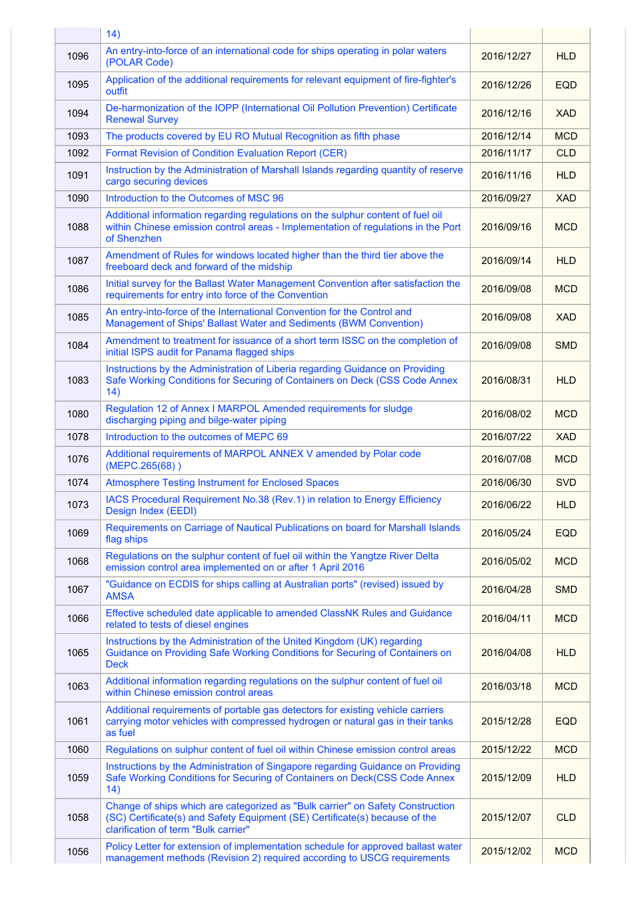| | | | |
|---|---|---|---|
| | 14) | | |
| 1096 | An entry-into-force of an international code for ships operating in polar waters (POLAR Code) | 2016/12/27 | HLD |
| 1095 | Application of the additional requirements for relevant equipment of fire-fighter's outfit | 2016/12/26 | EQD |
| 1094 | De-harmonization of the IOPP (International Oil Pollution Prevention) Certificate Renewal Survey | 2016/12/16 | XAD |
| 1093 | The products covered by EU RO Mutual Recognition as fifth phase | 2016/12/14 | MCD |
| 1092 | Format Revision of Condition Evaluation Report (CER) | 2016/11/17 | CLD |
| 1091 | Instruction by the Administration of Marshall Islands regarding quantity of reserve cargo securing devices | 2016/11/16 | HLD |
| 1090 | Introduction to the Outcomes of MSC 96 | 2016/09/27 | XAD |
| 1088 | Additional information regarding regulations on the sulphur content of fuel oil within Chinese emission control areas - Implementation of regulations in the Port of Shenzhen | 2016/09/16 | MCD |
| 1087 | Amendment of Rules for windows located higher than the third tier above the freeboard deck and forward of the midship | 2016/09/14 | HLD |
| 1086 | Initial survey for the Ballast Water Management Convention after satisfaction the requirements for entry into force of the Convention | 2016/09/08 | MCD |
| 1085 | An entry-into-force of the International Convention for the Control and Management of Ships' Ballast Water and Sediments (BWM Convention) | 2016/09/08 | XAD |
| 1084 | Amendment to treatment for issuance of a short term ISSC on the completion of initial ISPS audit for Panama flagged ships | 2016/09/08 | SMD |
| 1083 | Instructions by the Administration of Liberia regarding Guidance on Providing Safe Working Conditions for Securing of Containers on Deck (CSS Code Annex 14) | 2016/08/31 | HLD |
| 1080 | Regulation 12 of Annex I MARPOL Amended requirements for sludge discharging piping and bilge-water piping | 2016/08/02 | MCD |
| 1078 | Introduction to the outcomes of MEPC 69 | 2016/07/22 | XAD |
| 1076 | Additional requirements of MARPOL ANNEX V amended by Polar code (MEPC.265(68) ) | 2016/07/08 | MCD |
| 1074 | Atmosphere Testing Instrument for Enclosed Spaces | 2016/06/30 | SVD |
| 1073 | IACS Procedural Requirement No.38 (Rev.1) in relation to Energy Efficiency Design Index (EEDI) | 2016/06/22 | HLD |
| 1069 | Requirements on Carriage of Nautical Publications on board for Marshall Islands flag ships | 2016/05/24 | EQD |
| 1068 | Regulations on the sulphur content of fuel oil within the Yangtze River Delta emission control area implemented on or after 1 April 2016 | 2016/05/02 | MCD |
| 1067 | "Guidance on ECDIS for ships calling at Australian ports" (revised) issued by AMSA | 2016/04/28 | SMD |
| 1066 | Effective scheduled date applicable to amended ClassNK Rules and Guidance related to tests of diesel engines | 2016/04/11 | MCD |
| 1065 | Instructions by the Administration of the United Kingdom (UK) regarding Guidance on Providing Safe Working Conditions for Securing of Containers on Deck | 2016/04/08 | HLD |
| 1063 | Additional information regarding regulations on the sulphur content of fuel oil within Chinese emission control areas | 2016/03/18 | MCD |
| 1061 | Additional requirements of portable gas detectors for existing vehicle carriers carrying motor vehicles with compressed hydrogen or natural gas in their tanks as fuel | 2015/12/28 | EQD |
| 1060 | Regulations on sulphur content of fuel oil within Chinese emission control areas | 2015/12/22 | MCD |
| 1059 | Instructions by the Administration of Singapore regarding Guidance on Providing Safe Working Conditions for Securing of Containers on Deck(CSS Code Annex 14) | 2015/12/09 | HLD |
| 1058 | Change of ships which are categorized as "Bulk carrier" on Safety Construction (SC) Certificate(s) and Safety Equipment (SE) Certificate(s) because of the clarification of term "Bulk carrier" | 2015/12/07 | CLD |
| 1056 | Policy Letter for extension of implementation schedule for approved ballast water management methods (Revision 2) required according to USCG requirements | 2015/12/02 | MCD |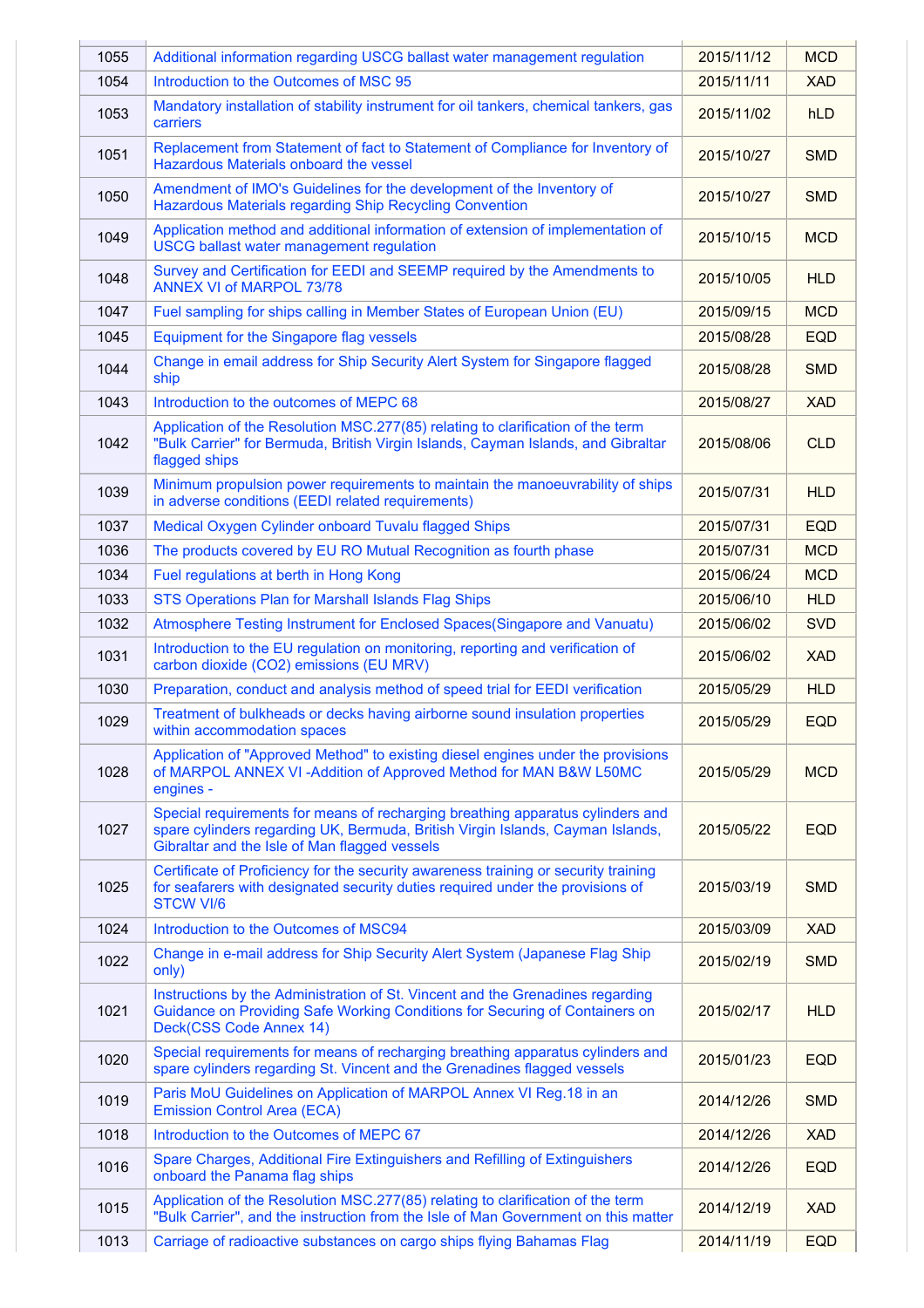| | | | |
|---|---|---|---|
| 1055 | Additional information regarding USCG ballast water management regulation | 2015/11/12 | MCD |
| 1054 | Introduction to the Outcomes of MSC 95 | 2015/11/11 | XAD |
| 1053 | Mandatory installation of stability instrument for oil tankers, chemical tankers, gas carriers | 2015/11/02 | hLD |
| 1051 | Replacement from Statement of fact to Statement of Compliance for Inventory of Hazardous Materials onboard the vessel | 2015/10/27 | SMD |
| 1050 | Amendment of IMO's Guidelines for the development of the Inventory of Hazardous Materials regarding Ship Recycling Convention | 2015/10/27 | SMD |
| 1049 | Application method and additional information of extension of implementation of USCG ballast water management regulation | 2015/10/15 | MCD |
| 1048 | Survey and Certification for EEDI and SEEMP required by the Amendments to ANNEX VI of MARPOL 73/78 | 2015/10/05 | HLD |
| 1047 | Fuel sampling for ships calling in Member States of European Union (EU) | 2015/09/15 | MCD |
| 1045 | Equipment for the Singapore flag vessels | 2015/08/28 | EQD |
| 1044 | Change in email address for Ship Security Alert System for Singapore flagged ship | 2015/08/28 | SMD |
| 1043 | Introduction to the outcomes of MEPC 68 | 2015/08/27 | XAD |
| 1042 | Application of the Resolution MSC.277(85) relating to clarification of the term "Bulk Carrier" for Bermuda, British Virgin Islands, Cayman Islands, and Gibraltar flagged ships | 2015/08/06 | CLD |
| 1039 | Minimum propulsion power requirements to maintain the manoeuvrability of ships in adverse conditions (EEDI related requirements) | 2015/07/31 | HLD |
| 1037 | Medical Oxygen Cylinder onboard Tuvalu flagged Ships | 2015/07/31 | EQD |
| 1036 | The products covered by EU RO Mutual Recognition as fourth phase | 2015/07/31 | MCD |
| 1034 | Fuel regulations at berth in Hong Kong | 2015/06/24 | MCD |
| 1033 | STS Operations Plan for Marshall Islands Flag Ships | 2015/06/10 | HLD |
| 1032 | Atmosphere Testing Instrument for Enclosed Spaces(Singapore and Vanuatu) | 2015/06/02 | SVD |
| 1031 | Introduction to the EU regulation on monitoring, reporting and verification of carbon dioxide ($CO_2$) emissions (EU MRV) | 2015/06/02 | XAD |
| 1030 | Preparation, conduct and analysis method of speed trial for EEDI verification | 2015/05/29 | HLD |
| 1029 | Treatment of bulkheads or decks having airborne sound insulation properties within accommodation spaces | 2015/05/29 | EQD |
| 1028 | Application of "Approved Method" to existing diesel engines under the provisions of MARPOL ANNEX VI -Addition of Approved Method for MAN B&W L50MC engines - | 2015/05/29 | MCD |
| 1027 | Special requirements for means of recharging breathing apparatus cylinders and spare cylinders regarding UK, Bermuda, British Virgin Islands, Cayman Islands, Gibraltar and the Isle of Man flagged vessels | 2015/05/22 | EQD |
| 1025 | Certificate of Proficiency for the security awareness training or security training for seafarers with designated security duties required under the provisions of STCW VI/6 | 2015/03/19 | SMD |
| 1024 | Introduction to the Outcomes of MSC94 | 2015/03/09 | XAD |
| 1022 | Change in e-mail address for Ship Security Alert System (Japanese Flag Ship only) | 2015/02/19 | SMD |
| 1021 | Instructions by the Administration of St. Vincent and the Grenadines regarding Guidance on Providing Safe Working Conditions for Securing of Containers on Deck(CSS Code Annex 14) | 2015/02/17 | HLD |
| 1020 | Special requirements for means of recharging breathing apparatus cylinders and spare cylinders regarding St. Vincent and the Grenadines flagged vessels | 2015/01/23 | EQD |
| 1019 | Paris MoU Guidelines on Application of MARPOL Annex VI Reg.18 in an Emission Control Area (ECA) | 2014/12/26 | SMD |
| 1018 | Introduction to the Outcomes of MEPC 67 | 2014/12/26 | XAD |
| 1016 | Spare Charges, Additional Fire Extinguishers and Refilling of Extinguishers onboard the Panama flag ships | 2014/12/26 | EQD |
| 1015 | Application of the Resolution MSC.277(85) relating to clarification of the term "Bulk Carrier", and the instruction from the Isle of Man Government on this matter | 2014/12/19 | XAD |
| 1013 | Carriage of radioactive substances on cargo ships flying Bahamas Flag | 2014/11/19 | EQD |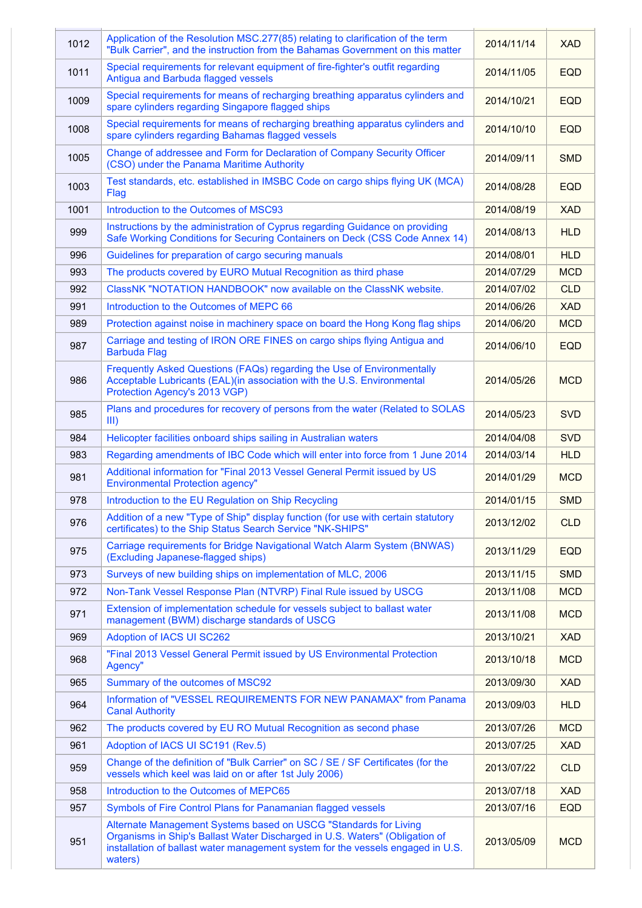| | | | |
|---|---|---|---|
| 1012 | Application of the Resolution MSC.277(85) relating to clarification of the term "Bulk Carrier", and the instruction from the Bahamas Government on this matter | 2014/11/14 | XAD |
| 1011 | Special requirements for relevant equipment of fire-fighter's outfit regarding Antigua and Barbuda flagged vessels | 2014/11/05 | EQD |
| 1009 | Special requirements for means of recharging breathing apparatus cylinders and spare cylinders regarding Singapore flagged ships | 2014/10/21 | EQD |
| 1008 | Special requirements for means of recharging breathing apparatus cylinders and spare cylinders regarding Bahamas flagged vessels | 2014/10/10 | EQD |
| 1005 | Change of addressee and Form for Declaration of Company Security Officer (CSO) under the Panama Maritime Authority | 2014/09/11 | SMD |
| 1003 | Test standards, etc. established in IMSBC Code on cargo ships flying UK (MCA) Flag | 2014/08/28 | EQD |
| 1001 | Introduction to the Outcomes of MSC93 | 2014/08/19 | XAD |
| 999 | Instructions by the administration of Cyprus regarding Guidance on providing Safe Working Conditions for Securing Containers on Deck (CSS Code Annex 14) | 2014/08/13 | HLD |
| 996 | Guidelines for preparation of cargo securing manuals | 2014/08/01 | HLD |
| 993 | The products covered by EURO Mutual Recognition as third phase | 2014/07/29 | MCD |
| 992 | ClassNK "NOTATION HANDBOOK" now available on the ClassNK website. | 2014/07/02 | CLD |
| 991 | Introduction to the Outcomes of MEPC 66 | 2014/06/26 | XAD |
| 989 | Protection against noise in machinery space on board the Hong Kong flag ships | 2014/06/20 | MCD |
| 987 | Carriage and testing of IRON ORE FINES on cargo ships flying Antigua and Barbuda Flag | 2014/06/10 | EQD |
| 986 | Frequently Asked Questions (FAQs) regarding the Use of Environmentally Acceptable Lubricants (EAL)(in association with the U.S. Environmental Protection Agency's 2013 VGP) | 2014/05/26 | MCD |
| 985 | Plans and procedures for recovery of persons from the water (Related to SOLAS III) | 2014/05/23 | SVD |
| 984 | Helicopter facilities onboard ships sailing in Australian waters | 2014/04/08 | SVD |
| 983 | Regarding amendments of IBC Code which will enter into force from 1 June 2014 | 2014/03/14 | HLD |
| 981 | Additional information for "Final 2013 Vessel General Permit issued by US Environmental Protection agency" | 2014/01/29 | MCD |
| 978 | Introduction to the EU Regulation on Ship Recycling | 2014/01/15 | SMD |
| 976 | Addition of a new "Type of Ship" display function (for use with certain statutory certificates) to the Ship Status Search Service "NK-SHIPS" | 2013/12/02 | CLD |
| 975 | Carriage requirements for Bridge Navigational Watch Alarm System (BNWAS) (Excluding Japanese-flagged ships) | 2013/11/29 | EQD |
| 973 | Surveys of new building ships on implementation of MLC, 2006 | 2013/11/15 | SMD |
| 972 | Non-Tank Vessel Response Plan (NTVRP) Final Rule issued by USCG | 2013/11/08 | MCD |
| 971 | Extension of implementation schedule for vessels subject to ballast water management (BWM) discharge standards of USCG | 2013/11/08 | MCD |
| 969 | Adoption of IACS UI SC262 | 2013/10/21 | XAD |
| 968 | "Final 2013 Vessel General Permit issued by US Environmental Protection Agency" | 2013/10/18 | MCD |
| 965 | Summary of the outcomes of MSC92 | 2013/09/30 | XAD |
| 964 | Information of "VESSEL REQUIREMENTS FOR NEW PANAMAX" from Panama Canal Authority | 2013/09/03 | HLD |
| 962 | The products covered by EU RO Mutual Recognition as second phase | 2013/07/26 | MCD |
| 961 | Adoption of IACS UI SC191 (Rev.5) | 2013/07/25 | XAD |
| 959 | Change of the definition of "Bulk Carrier" on SC / SE / SF Certificates (for the vessels which keel was laid on or after 1st July 2006) | 2013/07/22 | CLD |
| 958 | Introduction to the Outcomes of MEPC65 | 2013/07/18 | XAD |
| 957 | Symbols of Fire Control Plans for Panamanian flagged vessels | 2013/07/16 | EQD |
| 951 | Alternate Management Systems based on USCG "Standards for Living Organisms in Ship's Ballast Water Discharged in U.S. Waters" (Obligation of installation of ballast water management system for the vessels engaged in U.S. waters) | 2013/05/09 | MCD |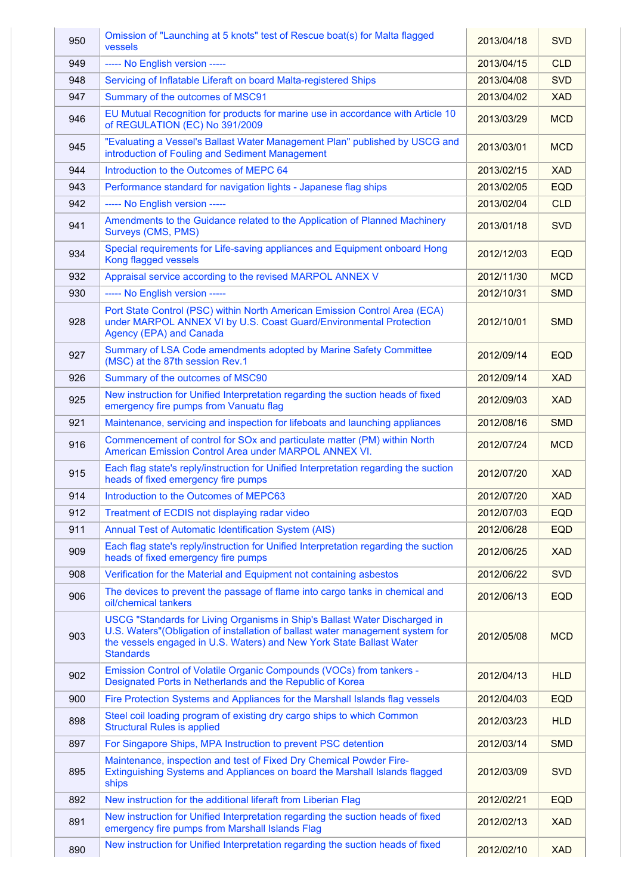| 950 | Omission of "Launching at 5 knots" test of Rescue boat(s) for Malta flagged vessels | 2013/04/18 | SVD |
|---|---|---|---|
| 949 | ----- No English version ----- | 2013/04/15 | CLD |
| 948 | Servicing of Inflatable Liferaft on board Malta-registered Ships | 2013/04/08 | SVD |
| 947 | Summary of the outcomes of MSC91 | 2013/04/02 | XAD |
| 946 | EU Mutual Recognition for products for marine use in accordance with Article 10 of REGULATION (EC) No 391/2009 | 2013/03/29 | MCD |
| 945 | "Evaluating a Vessel's Ballast Water Management Plan" published by USCG and introduction of Fouling and Sediment Management | 2013/03/01 | MCD |
| 944 | Introduction to the Outcomes of MEPC 64 | 2013/02/15 | XAD |
| 943 | Performance standard for navigation lights - Japanese flag ships | 2013/02/05 | EQD |
| 942 | ----- No English version ----- | 2013/02/04 | CLD |
| 941 | Amendments to the Guidance related to the Application of Planned Machinery Surveys (CMS, PMS) | 2013/01/18 | SVD |
| 934 | Special requirements for Life-saving appliances and Equipment onboard Hong Kong flagged vessels | 2012/12/03 | EQD |
| 932 | Appraisal service according to the revised MARPOL ANNEX V | 2012/11/30 | MCD |
| 930 | ----- No English version ----- | 2012/10/31 | SMD |
| 928 | Port State Control (PSC) within North American Emission Control Area (ECA) under MARPOL ANNEX VI by U.S. Coast Guard/Environmental Protection Agency (EPA) and Canada | 2012/10/01 | SMD |
| 927 | Summary of LSA Code amendments adopted by Marine Safety Committee (MSC) at the 87th session Rev.1 | 2012/09/14 | EQD |
| 926 | Summary of the outcomes of MSC90 | 2012/09/14 | XAD |
| 925 | New instruction for Unified Interpretation regarding the suction heads of fixed emergency fire pumps from Vanuatu flag | 2012/09/03 | XAD |
| 921 | Maintenance, servicing and inspection for lifeboats and launching appliances | 2012/08/16 | SMD |
| 916 | Commencement of control for SOx and particulate matter (PM) within North American Emission Control Area under MARPOL ANNEX VI. | 2012/07/24 | MCD |
| 915 | Each flag state's reply/instruction for Unified Interpretation regarding the suction heads of fixed emergency fire pumps | 2012/07/20 | XAD |
| 914 | Introduction to the Outcomes of MEPC63 | 2012/07/20 | XAD |
| 912 | Treatment of ECDIS not displaying radar video | 2012/07/03 | EQD |
| 911 | Annual Test of Automatic Identification System (AIS) | 2012/06/28 | EQD |
| 909 | Each flag state's reply/instruction for Unified Interpretation regarding the suction heads of fixed emergency fire pumps | 2012/06/25 | XAD |
| 908 | Verification for the Material and Equipment not containing asbestos | 2012/06/22 | SVD |
| 906 | The devices to prevent the passage of flame into cargo tanks in chemical and oil/chemical tankers | 2012/06/13 | EQD |
| 903 | USCG "Standards for Living Organisms in Ship's Ballast Water Discharged in U.S. Waters"(Obligation of installation of ballast water management system for the vessels engaged in U.S. Waters) and New York State Ballast Water Standards | 2012/05/08 | MCD |
| 902 | Emission Control of Volatile Organic Compounds (VOCs) from tankers - Designated Ports in Netherlands and the Republic of Korea | 2012/04/13 | HLD |
| 900 | Fire Protection Systems and Appliances for the Marshall Islands flag vessels | 2012/04/03 | EQD |
| 898 | Steel coil loading program of existing dry cargo ships to which Common Structural Rules is applied | 2012/03/23 | HLD |
| 897 | For Singapore Ships, MPA Instruction to prevent PSC detention | 2012/03/14 | SMD |
| 895 | Maintenance, inspection and test of Fixed Dry Chemical Powder Fire-Extinguishing Systems and Appliances on board the Marshall Islands flagged ships | 2012/03/09 | SVD |
| 892 | New instruction for the additional liferaft from Liberian Flag | 2012/02/21 | EQD |
| 891 | New instruction for Unified Interpretation regarding the suction heads of fixed emergency fire pumps from Marshall Islands Flag | 2012/02/13 | XAD |
| 890 | New instruction for Unified Interpretation regarding the suction heads of fixed | 2012/02/10 | XAD |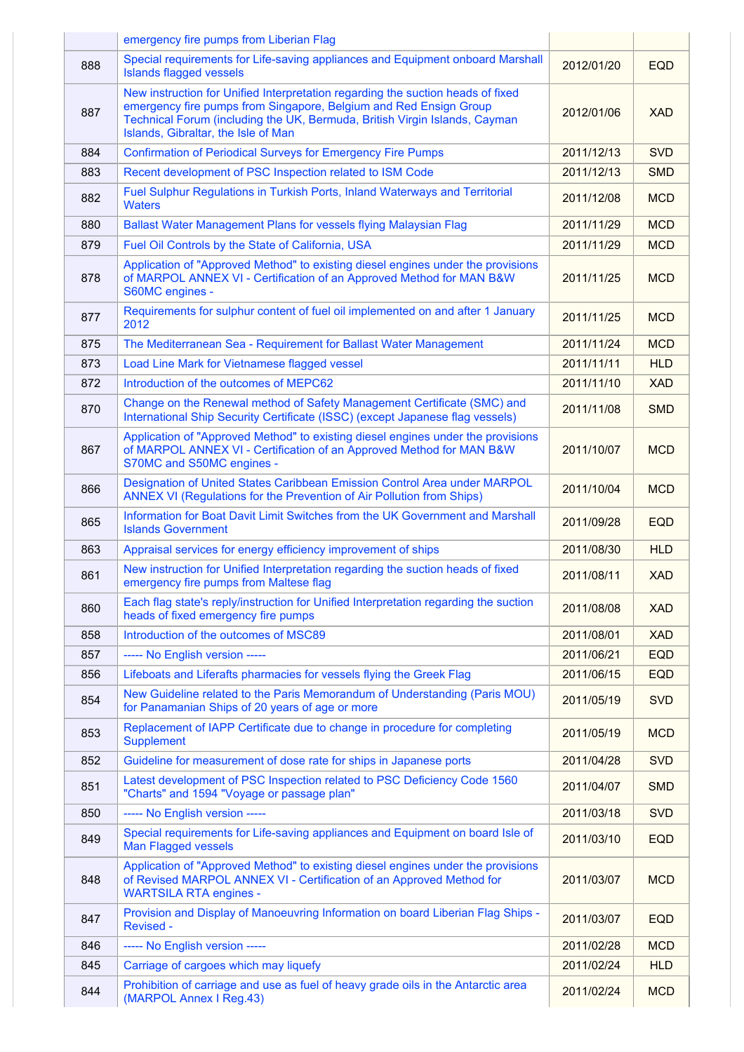| | | | |
|---|---|---|---|
| | emergency fire pumps from Liberian Flag | | |
| 888 | Special requirements for Life-saving appliances and Equipment onboard Marshall Islands flagged vessels | 2012/01/20 | EQD |
| 887 | New instruction for Unified Interpretation regarding the suction heads of fixed emergency fire pumps from Singapore, Belgium and Red Ensign Group Technical Forum (including the UK, Bermuda, British Virgin Islands, Cayman Islands, Gibraltar, the Isle of Man | 2012/01/06 | XAD |
| 884 | Confirmation of Periodical Surveys for Emergency Fire Pumps | 2011/12/13 | SVD |
| 883 | Recent development of PSC Inspection related to ISM Code | 2011/12/13 | SMD |
| 882 | Fuel Sulphur Regulations in Turkish Ports, Inland Waterways and Territorial Waters | 2011/12/08 | MCD |
| 880 | Ballast Water Management Plans for vessels flying Malaysian Flag | 2011/11/29 | MCD |
| 879 | Fuel Oil Controls by the State of California, USA | 2011/11/29 | MCD |
| 878 | Application of "Approved Method" to existing diesel engines under the provisions of MARPOL ANNEX VI - Certification of an Approved Method for MAN B&W S60MC engines - | 2011/11/25 | MCD |
| 877 | Requirements for sulphur content of fuel oil implemented on and after 1 January 2012 | 2011/11/25 | MCD |
| 875 | The Mediterranean Sea - Requirement for Ballast Water Management | 2011/11/24 | MCD |
| 873 | Load Line Mark for Vietnamese flagged vessel | 2011/11/11 | HLD |
| 872 | Introduction of the outcomes of MEPC62 | 2011/11/10 | XAD |
| 870 | Change on the Renewal method of Safety Management Certificate (SMC) and International Ship Security Certificate (ISSC) (except Japanese flag vessels) | 2011/11/08 | SMD |
| 867 | Application of "Approved Method" to existing diesel engines under the provisions of MARPOL ANNEX VI - Certification of an Approved Method for MAN B&W S70MC and S50MC engines - | 2011/10/07 | MCD |
| 866 | Designation of United States Caribbean Emission Control Area under MARPOL ANNEX VI (Regulations for the Prevention of Air Pollution from Ships) | 2011/10/04 | MCD |
| 865 | Information for Boat Davit Limit Switches from the UK Government and Marshall Islands Government | 2011/09/28 | EQD |
| 863 | Appraisal services for energy efficiency improvement of ships | 2011/08/30 | HLD |
| 861 | New instruction for Unified Interpretation regarding the suction heads of fixed emergency fire pumps from Maltese flag | 2011/08/11 | XAD |
| 860 | Each flag state's reply/instruction for Unified Interpretation regarding the suction heads of fixed emergency fire pumps | 2011/08/08 | XAD |
| 858 | Introduction of the outcomes of MSC89 | 2011/08/01 | XAD |
| 857 | ----- No English version ----- | 2011/06/21 | EQD |
| 856 | Lifeboats and Liferafts pharmacies for vessels flying the Greek Flag | 2011/06/15 | EQD |
| 854 | New Guideline related to the Paris Memorandum of Understanding (Paris MOU) for Panamanian Ships of 20 years of age or more | 2011/05/19 | SVD |
| 853 | Replacement of IAPP Certificate due to change in procedure for completing Supplement | 2011/05/19 | MCD |
| 852 | Guideline for measurement of dose rate for ships in Japanese ports | 2011/04/28 | SVD |
| 851 | Latest development of PSC Inspection related to PSC Deficiency Code 1560 "Charts" and 1594 "Voyage or passage plan" | 2011/04/07 | SMD |
| 850 | ----- No English version ----- | 2011/03/18 | SVD |
| 849 | Special requirements for Life-saving appliances and Equipment on board Isle of Man Flagged vessels | 2011/03/10 | EQD |
| 848 | Application of "Approved Method" to existing diesel engines under the provisions of Revised MARPOL ANNEX VI - Certification of an Approved Method for WARTSILA RTA engines - | 2011/03/07 | MCD |
| 847 | Provision and Display of Manoeuvring Information on board Liberian Flag Ships - Revised - | 2011/03/07 | EQD |
| 846 | ----- No English version ----- | 2011/02/28 | MCD |
| 845 | Carriage of cargoes which may liquefy | 2011/02/24 | HLD |
| 844 | Prohibition of carriage and use as fuel of heavy grade oils in the Antarctic area (MARPOL Annex I Reg.43) | 2011/02/24 | MCD |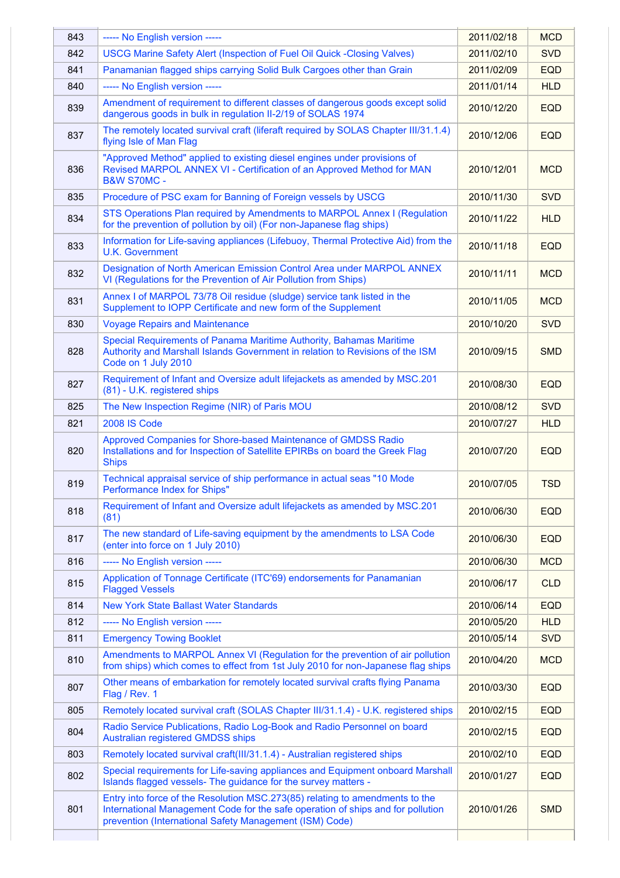| | | | |
|---|---|---|---|
| 843 | ----- No English version ----- | 2011/02/18 | MCD |
| 842 | USCG Marine Safety Alert (Inspection of Fuel Oil Quick -Closing Valves) | 2011/02/10 | SVD |
| 841 | Panamanian flagged ships carrying Solid Bulk Cargoes other than Grain | 2011/02/09 | EQD |
| 840 | ----- No English version ----- | 2011/01/14 | HLD |
| 839 | Amendment of requirement to different classes of dangerous goods except solid dangerous goods in bulk in regulation II-2/19 of SOLAS 1974 | 2010/12/20 | EQD |
| 837 | The remotely located survival craft (liferaft required by SOLAS Chapter III/31.1.4) flying Isle of Man Flag | 2010/12/06 | EQD |
| 836 | "Approved Method" applied to existing diesel engines under provisions of Revised MARPOL ANNEX VI - Certification of an Approved Method for MAN B&W S70MC - | 2010/12/01 | MCD |
| 835 | Procedure of PSC exam for Banning of Foreign vessels by USCG | 2010/11/30 | SVD |
| 834 | STS Operations Plan required by Amendments to MARPOL Annex I (Regulation for the prevention of pollution by oil) (For non-Japanese flag ships) | 2010/11/22 | HLD |
| 833 | Information for Life-saving appliances (Lifebuoy, Thermal Protective Aid) from the U.K. Government | 2010/11/18 | EQD |
| 832 | Designation of North American Emission Control Area under MARPOL ANNEX VI (Regulations for the Prevention of Air Pollution from Ships) | 2010/11/11 | MCD |
| 831 | Annex I of MARPOL 73/78 Oil residue (sludge) service tank listed in the Supplement to IOPP Certificate and new form of the Supplement | 2010/11/05 | MCD |
| 830 | Voyage Repairs and Maintenance | 2010/10/20 | SVD |
| 828 | Special Requirements of Panama Maritime Authority, Bahamas Maritime Authority and Marshall Islands Government in relation to Revisions of the ISM Code on 1 July 2010 | 2010/09/15 | SMD |
| 827 | Requirement of Infant and Oversize adult lifejackets as amended by MSC.201 (81) - U.K. registered ships | 2010/08/30 | EQD |
| 825 | The New Inspection Regime (NIR) of Paris MOU | 2010/08/12 | SVD |
| 821 | 2008 IS Code | 2010/07/27 | HLD |
| 820 | Approved Companies for Shore-based Maintenance of GMDSS Radio Installations and for Inspection of Satellite EPIRBs on board the Greek Flag Ships | 2010/07/20 | EQD |
| 819 | Technical appraisal service of ship performance in actual seas "10 Mode Performance Index for Ships" | 2010/07/05 | TSD |
| 818 | Requirement of Infant and Oversize adult lifejackets as amended by MSC.201 (81) | 2010/06/30 | EQD |
| 817 | The new standard of Life-saving equipment by the amendments to LSA Code (enter into force on 1 July 2010) | 2010/06/30 | EQD |
| 816 | ----- No English version ----- | 2010/06/30 | MCD |
| 815 | Application of Tonnage Certificate (ITC'69) endorsements for Panamanian Flagged Vessels | 2010/06/17 | CLD |
| 814 | New York State Ballast Water Standards | 2010/06/14 | EQD |
| 812 | ----- No English version ----- | 2010/05/20 | HLD |
| 811 | Emergency Towing Booklet | 2010/05/14 | SVD |
| 810 | Amendments to MARPOL Annex VI (Regulation for the prevention of air pollution from ships) which comes to effect from 1st July 2010 for non-Japanese flag ships | 2010/04/20 | MCD |
| 807 | Other means of embarkation for remotely located survival crafts flying Panama Flag / Rev. 1 | 2010/03/30 | EQD |
| 805 | Remotely located survival craft (SOLAS Chapter III/31.1.4) - U.K. registered ships | 2010/02/15 | EQD |
| 804 | Radio Service Publications, Radio Log-Book and Radio Personnel on board Australian registered GMDSS ships | 2010/02/15 | EQD |
| 803 | Remotely located survival craft(III/31.1.4) - Australian registered ships | 2010/02/10 | EQD |
| 802 | Special requirements for Life-saving appliances and Equipment onboard Marshall Islands flagged vessels- The guidance for the survey matters - | 2010/01/27 | EQD |
| 801 | Entry into force of the Resolution MSC.273(85) relating to amendments to the International Management Code for the safe operation of ships and for pollution prevention (International Safety Management (ISM) Code) | 2010/01/26 | SMD |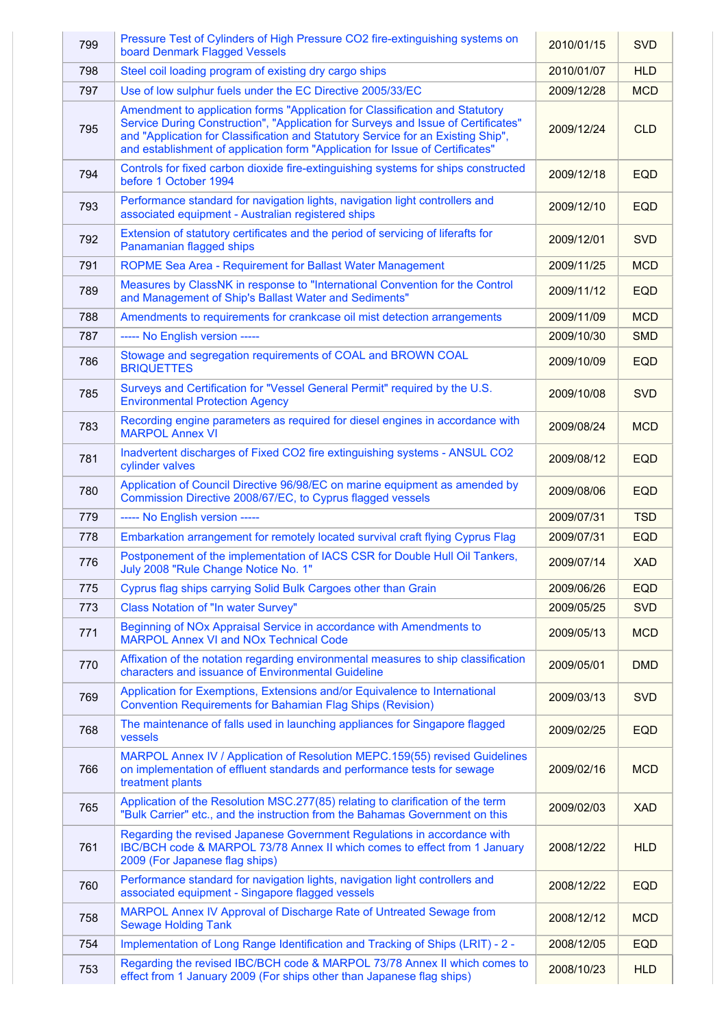| | | | |
|---|---|---|---|
| 799 | Pressure Test of Cylinders of High Pressure CO2 fire-extinguishing systems on board Denmark Flagged Vessels | 2010/01/15 | SVD |
| 798 | Steel coil loading program of existing dry cargo ships | 2010/01/07 | HLD |
| 797 | Use of low sulphur fuels under the EC Directive 2005/33/EC | 2009/12/28 | MCD |
| 795 | Amendment to application forms "Application for Classification and Statutory Service During Construction", "Application for Surveys and Issue of Certificates" and "Application for Classification and Statutory Service for an Existing Ship", and establishment of application form "Application for Issue of Certificates" | 2009/12/24 | CLD |
| 794 | Controls for fixed carbon dioxide fire-extinguishing systems for ships constructed before 1 October 1994 | 2009/12/18 | EQD |
| 793 | Performance standard for navigation lights, navigation light controllers and associated equipment - Australian registered ships | 2009/12/10 | EQD |
| 792 | Extension of statutory certificates and the period of servicing of liferafts for Panamanian flagged ships | 2009/12/01 | SVD |
| 791 | ROPME Sea Area - Requirement for Ballast Water Management | 2009/11/25 | MCD |
| 789 | Measures by ClassNK in response to "International Convention for the Control and Management of Ship's Ballast Water and Sediments" | 2009/11/12 | EQD |
| 788 | Amendments to requirements for crankcase oil mist detection arrangements | 2009/11/09 | MCD |
| 787 | ----- No English version ----- | 2009/10/30 | SMD |
| 786 | Stowage and segregation requirements of COAL and BROWN COAL BRIQUETTES | 2009/10/09 | EQD |
| 785 | Surveys and Certification for "Vessel General Permit" required by the U.S. Environmental Protection Agency | 2009/10/08 | SVD |
| 783 | Recording engine parameters as required for diesel engines in accordance with MARPOL Annex VI | 2009/08/24 | MCD |
| 781 | Inadvertent discharges of Fixed CO2 fire extinguishing systems - ANSUL CO2 cylinder valves | 2009/08/12 | EQD |
| 780 | Application of Council Directive 96/98/EC on marine equipment as amended by Commission Directive 2008/67/EC, to Cyprus flagged vessels | 2009/08/06 | EQD |
| 779 | ----- No English version ----- | 2009/07/31 | TSD |
| 778 | Embarkation arrangement for remotely located survival craft flying Cyprus Flag | 2009/07/31 | EQD |
| 776 | Postponement of the implementation of IACS CSR for Double Hull Oil Tankers, July 2008 "Rule Change Notice No. 1" | 2009/07/14 | XAD |
| 775 | Cyprus flag ships carrying Solid Bulk Cargoes other than Grain | 2009/06/26 | EQD |
| 773 | Class Notation of "In water Survey" | 2009/05/25 | SVD |
| 771 | Beginning of NOx Appraisal Service in accordance with Amendments to MARPOL Annex VI and NOx Technical Code | 2009/05/13 | MCD |
| 770 | Affixation of the notation regarding environmental measures to ship classification characters and issuance of Environmental Guideline | 2009/05/01 | DMD |
| 769 | Application for Exemptions, Extensions and/or Equivalence to International Convention Requirements for Bahamian Flag Ships (Revision) | 2009/03/13 | SVD |
| 768 | The maintenance of falls used in launching appliances for Singapore flagged vessels | 2009/02/25 | EQD |
| 766 | MARPOL Annex IV / Application of Resolution MEPC.159(55) revised Guidelines on implementation of effluent standards and performance tests for sewage treatment plants | 2009/02/16 | MCD |
| 765 | Application of the Resolution MSC.277(85) relating to clarification of the term "Bulk Carrier" etc., and the instruction from the Bahamas Government on this | 2009/02/03 | XAD |
| 761 | Regarding the revised Japanese Government Regulations in accordance with IBC/BCH code & MARPOL 73/78 Annex II which comes to effect from 1 January 2009 (For Japanese flag ships) | 2008/12/22 | HLD |
| 760 | Performance standard for navigation lights, navigation light controllers and associated equipment - Singapore flagged vessels | 2008/12/22 | EQD |
| 758 | MARPOL Annex IV Approval of Discharge Rate of Untreated Sewage from Sewage Holding Tank | 2008/12/12 | MCD |
| 754 | Implementation of Long Range Identification and Tracking of Ships (LRIT) - 2 - | 2008/12/05 | EQD |
| 753 | Regarding the revised IBC/BCH code & MARPOL 73/78 Annex II which comes to effect from 1 January 2009 (For ships other than Japanese flag ships) | 2008/10/23 | HLD |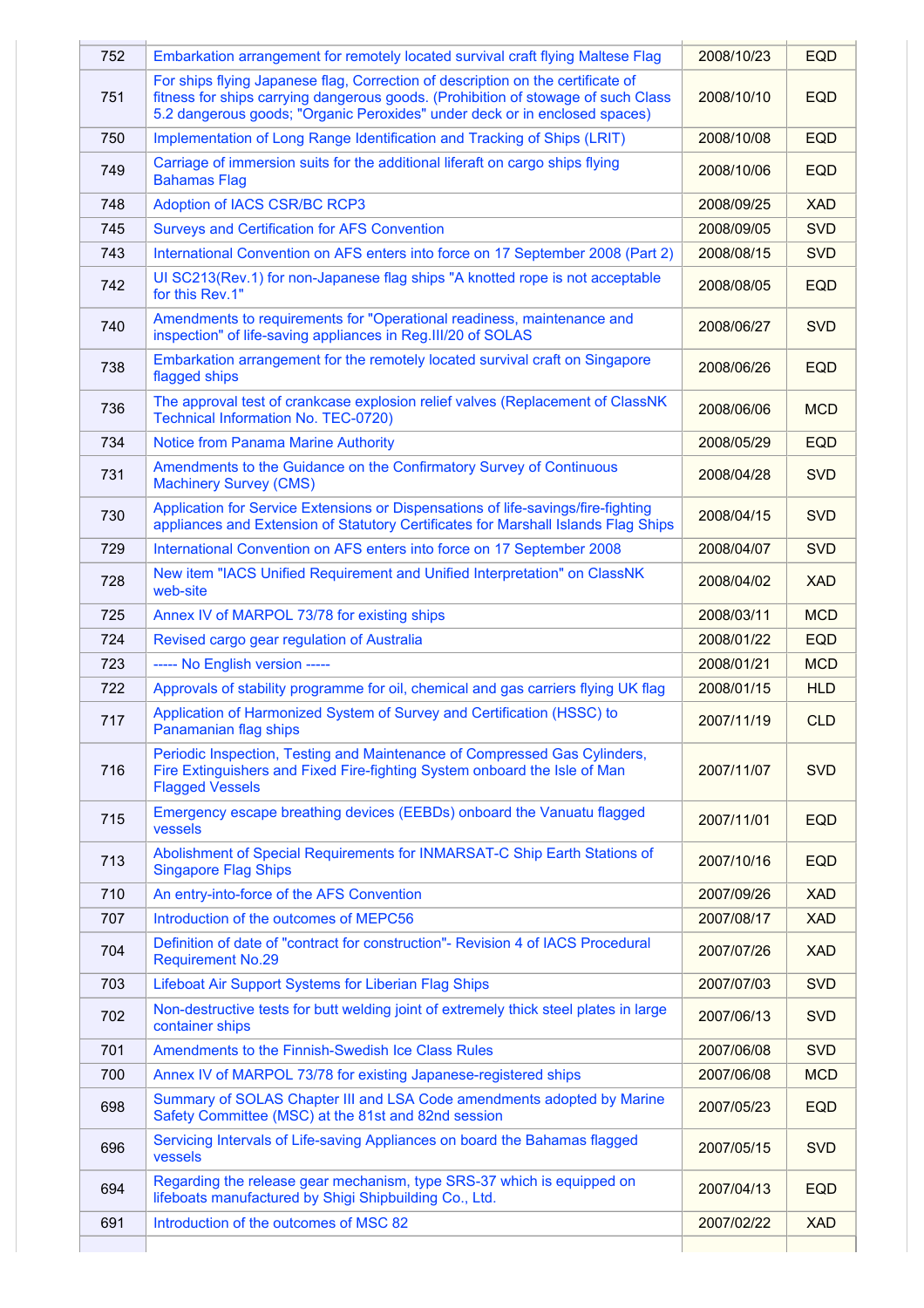| | | | |
|---|---|---|---|
| 752 | Embarkation arrangement for remotely located survival craft flying Maltese Flag | 2008/10/23 | EQD |
| 751 | For ships flying Japanese flag, Correction of description on the certificate of fitness for ships carrying dangerous goods. (Prohibition of stowage of such Class 5.2 dangerous goods; "Organic Peroxides" under deck or in enclosed spaces) | 2008/10/10 | EQD |
| 750 | Implementation of Long Range Identification and Tracking of Ships (LRIT) | 2008/10/08 | EQD |
| 749 | Carriage of immersion suits for the additional liferaft on cargo ships flying Bahamas Flag | 2008/10/06 | EQD |
| 748 | Adoption of IACS CSR/BC RCP3 | 2008/09/25 | XAD |
| 745 | Surveys and Certification for AFS Convention | 2008/09/05 | SVD |
| 743 | International Convention on AFS enters into force on 17 September 2008 (Part 2) | 2008/08/15 | SVD |
| 742 | UI SC213(Rev.1) for non-Japanese flag ships "A knotted rope is not acceptable for this Rev.1" | 2008/08/05 | EQD |
| 740 | Amendments to requirements for "Operational readiness, maintenance and inspection" of life-saving appliances in Reg.III/20 of SOLAS | 2008/06/27 | SVD |
| 738 | Embarkation arrangement for the remotely located survival craft on Singapore flagged ships | 2008/06/26 | EQD |
| 736 | The approval test of crankcase explosion relief valves (Replacement of ClassNK Technical Information No. TEC-0720) | 2008/06/06 | MCD |
| 734 | Notice from Panama Marine Authority | 2008/05/29 | EQD |
| 731 | Amendments to the Guidance on the Confirmatory Survey of Continuous Machinery Survey (CMS) | 2008/04/28 | SVD |
| 730 | Application for Service Extensions or Dispensations of life-savings/fire-fighting appliances and Extension of Statutory Certificates for Marshall Islands Flag Ships | 2008/04/15 | SVD |
| 729 | International Convention on AFS enters into force on 17 September 2008 | 2008/04/07 | SVD |
| 728 | New item "IACS Unified Requirement and Unified Interpretation" on ClassNK web-site | 2008/04/02 | XAD |
| 725 | Annex IV of MARPOL 73/78 for existing ships | 2008/03/11 | MCD |
| 724 | Revised cargo gear regulation of Australia | 2008/01/22 | EQD |
| 723 | ----- No English version ----- | 2008/01/21 | MCD |
| 722 | Approvals of stability programme for oil, chemical and gas carriers flying UK flag | 2008/01/15 | HLD |
| 717 | Application of Harmonized System of Survey and Certification (HSSC) to Panamanian flag ships | 2007/11/19 | CLD |
| 716 | Periodic Inspection, Testing and Maintenance of Compressed Gas Cylinders, Fire Extinguishers and Fixed Fire-fighting System onboard the Isle of Man Flagged Vessels | 2007/11/07 | SVD |
| 715 | Emergency escape breathing devices (EEBDs) onboard the Vanuatu flagged vessels | 2007/11/01 | EQD |
| 713 | Abolishment of Special Requirements for INMARSAT-C Ship Earth Stations of Singapore Flag Ships | 2007/10/16 | EQD |
| 710 | An entry-into-force of the AFS Convention | 2007/09/26 | XAD |
| 707 | Introduction of the outcomes of MEPC56 | 2007/08/17 | XAD |
| 704 | Definition of date of "contract for construction"- Revision 4 of IACS Procedural Requirement No.29 | 2007/07/26 | XAD |
| 703 | Lifeboat Air Support Systems for Liberian Flag Ships | 2007/07/03 | SVD |
| 702 | Non-destructive tests for butt welding joint of extremely thick steel plates in large container ships | 2007/06/13 | SVD |
| 701 | Amendments to the Finnish-Swedish Ice Class Rules | 2007/06/08 | SVD |
| 700 | Annex IV of MARPOL 73/78 for existing Japanese-registered ships | 2007/06/08 | MCD |
| 698 | Summary of SOLAS Chapter III and LSA Code amendments adopted by Marine Safety Committee (MSC) at the 81st and 82nd session | 2007/05/23 | EQD |
| 696 | Servicing Intervals of Life-saving Appliances on board the Bahamas flagged vessels | 2007/05/15 | SVD |
| 694 | Regarding the release gear mechanism, type SRS-37 which is equipped on lifeboats manufactured by Shigi Shipbuilding Co., Ltd. | 2007/04/13 | EQD |
| 691 | Introduction of the outcomes of MSC 82 | 2007/02/22 | XAD |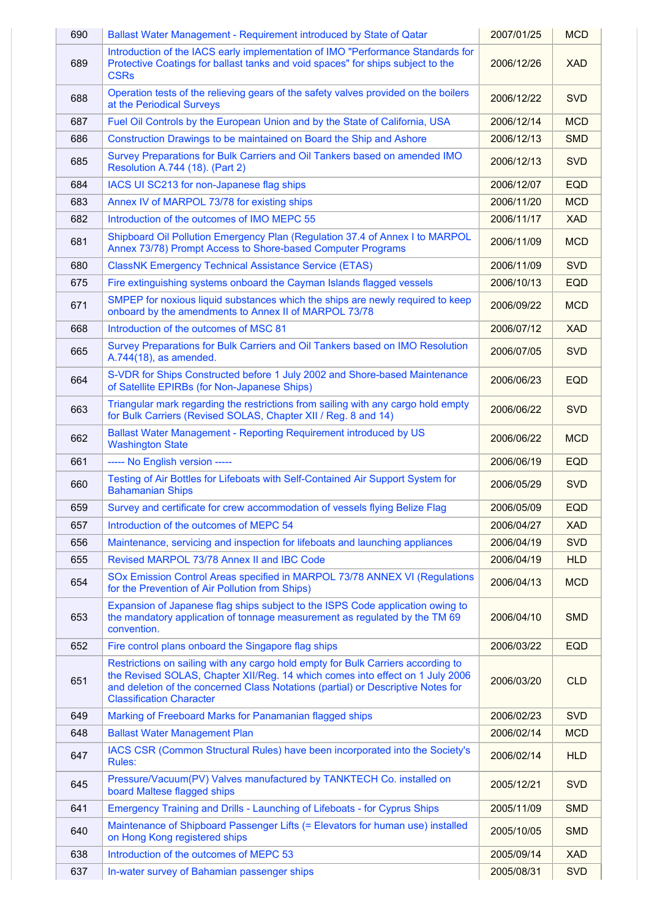| | | | |
|---|---|---|---|
| 690 | Ballast Water Management - Requirement introduced by State of Qatar | 2007/01/25 | MCD |
| 689 | Introduction of the IACS early implementation of IMO "Performance Standards for Protective Coatings for ballast tanks and void spaces" for ships subject to the CSRs | 2006/12/26 | XAD |
| 688 | Operation tests of the relieving gears of the safety valves provided on the boilers at the Periodical Surveys | 2006/12/22 | SVD |
| 687 | Fuel Oil Controls by the European Union and by the State of California, USA | 2006/12/14 | MCD |
| 686 | Construction Drawings to be maintained on Board the Ship and Ashore | 2006/12/13 | SMD |
| 685 | Survey Preparations for Bulk Carriers and Oil Tankers based on amended IMO Resolution A.744 (18). (Part 2) | 2006/12/13 | SVD |
| 684 | IACS UI SC213 for non-Japanese flag ships | 2006/12/07 | EQD |
| 683 | Annex IV of MARPOL 73/78 for existing ships | 2006/11/20 | MCD |
| 682 | Introduction of the outcomes of IMO MEPC 55 | 2006/11/17 | XAD |
| 681 | Shipboard Oil Pollution Emergency Plan (Regulation 37.4 of Annex I to MARPOL Annex 73/78) Prompt Access to Shore-based Computer Programs | 2006/11/09 | MCD |
| 680 | ClassNK Emergency Technical Assistance Service (ETAS) | 2006/11/09 | SVD |
| 675 | Fire extinguishing systems onboard the Cayman Islands flagged vessels | 2006/10/13 | EQD |
| 671 | SMPEP for noxious liquid substances which the ships are newly required to keep onboard by the amendments to Annex II of MARPOL 73/78 | 2006/09/22 | MCD |
| 668 | Introduction of the outcomes of MSC 81 | 2006/07/12 | XAD |
| 665 | Survey Preparations for Bulk Carriers and Oil Tankers based on IMO Resolution A.744(18), as amended. | 2006/07/05 | SVD |
| 664 | S-VDR for Ships Constructed before 1 July 2002 and Shore-based Maintenance of Satellite EPIRBs (for Non-Japanese Ships) | 2006/06/23 | EQD |
| 663 | Triangular mark regarding the restrictions from sailing with any cargo hold empty for Bulk Carriers (Revised SOLAS, Chapter XII / Reg. 8 and 14) | 2006/06/22 | SVD |
| 662 | Ballast Water Management - Reporting Requirement introduced by US Washington State | 2006/06/22 | MCD |
| 661 | ----- No English version ----- | 2006/06/19 | EQD |
| 660 | Testing of Air Bottles for Lifeboats with Self-Contained Air Support System for Bahamanian Ships | 2006/05/29 | SVD |
| 659 | Survey and certificate for crew accommodation of vessels flying Belize Flag | 2006/05/09 | EQD |
| 657 | Introduction of the outcomes of MEPC 54 | 2006/04/27 | XAD |
| 656 | Maintenance, servicing and inspection for lifeboats and launching appliances | 2006/04/19 | SVD |
| 655 | Revised MARPOL 73/78 Annex II and IBC Code | 2006/04/19 | HLD |
| 654 | SOx Emission Control Areas specified in MARPOL 73/78 ANNEX VI (Regulations for the Prevention of Air Pollution from Ships) | 2006/04/13 | MCD |
| 653 | Expansion of Japanese flag ships subject to the ISPS Code application owing to the mandatory application of tonnage measurement as regulated by the TM 69 convention. | 2006/04/10 | SMD |
| 652 | Fire control plans onboard the Singapore flag ships | 2006/03/22 | EQD |
| 651 | Restrictions on sailing with any cargo hold empty for Bulk Carriers according to the Revised SOLAS, Chapter XII/Reg. 14 which comes into effect on 1 July 2006 and deletion of the concerned Class Notations (partial) or Descriptive Notes for Classification Character | 2006/03/20 | CLD |
| 649 | Marking of Freeboard Marks for Panamanian flagged ships | 2006/02/23 | SVD |
| 648 | Ballast Water Management Plan | 2006/02/14 | MCD |
| 647 | IACS CSR (Common Structural Rules) have been incorporated into the Society's Rules: | 2006/02/14 | HLD |
| 645 | Pressure/Vacuum(PV) Valves manufactured by TANKTECH Co. installed on board Maltese flagged ships | 2005/12/21 | SVD |
| 641 | Emergency Training and Drills - Launching of Lifeboats - for Cyprus Ships | 2005/11/09 | SMD |
| 640 | Maintenance of Shipboard Passenger Lifts (= Elevators for human use) installed on Hong Kong registered ships | 2005/10/05 | SMD |
| 638 | Introduction of the outcomes of MEPC 53 | 2005/09/14 | XAD |
| 637 | In-water survey of Bahamian passenger ships | 2005/08/31 | SVD |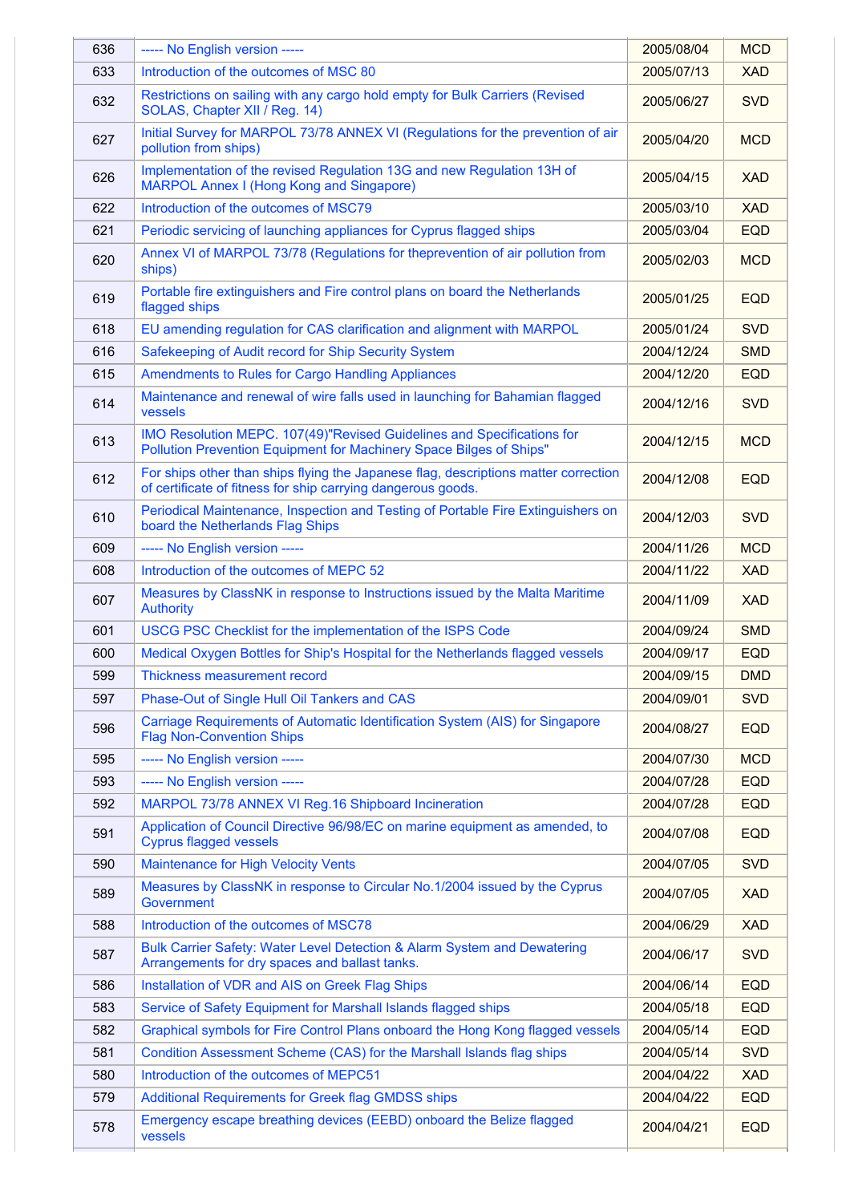| 636 | ----- No English version ----- | 2005/08/04 | MCD |
|---|---|---|---|
| 633 | Introduction of the outcomes of MSC 80 | 2005/07/13 | XAD |
| 632 | Restrictions on sailing with any cargo hold empty for Bulk Carriers (Revised SOLAS, Chapter XII / Reg. 14) | 2005/06/27 | SVD |
| 627 | Initial Survey for MARPOL 73/78 ANNEX VI (Regulations for the prevention of air pollution from ships) | 2005/04/20 | MCD |
| 626 | Implementation of the revised Regulation 13G and new Regulation 13H of MARPOL Annex I (Hong Kong and Singapore) | 2005/04/15 | XAD |
| 622 | Introduction of the outcomes of MSC79 | 2005/03/10 | XAD |
| 621 | Periodic servicing of launching appliances for Cyprus flagged ships | 2005/03/04 | EQD |
| 620 | Annex VI of MARPOL 73/78 (Regulations for theprevention of air pollution from ships) | 2005/02/03 | MCD |
| 619 | Portable fire extinguishers and Fire control plans on board the Netherlands flagged ships | 2005/01/25 | EQD |
| 618 | EU amending regulation for CAS clarification and alignment with MARPOL | 2005/01/24 | SVD |
| 616 | Safekeeping of Audit record for Ship Security System | 2004/12/24 | SMD |
| 615 | Amendments to Rules for Cargo Handling Appliances | 2004/12/20 | EQD |
| 614 | Maintenance and renewal of wire falls used in launching for Bahamian flagged vessels | 2004/12/16 | SVD |
| 613 | IMO Resolution MEPC. 107(49)"Revised Guidelines and Specifications for Pollution Prevention Equipment for Machinery Space Bilges of Ships" | 2004/12/15 | MCD |
| 612 | For ships other than ships flying the Japanese flag, descriptions matter correction of certificate of fitness for ship carrying dangerous goods. | 2004/12/08 | EQD |
| 610 | Periodical Maintenance, Inspection and Testing of Portable Fire Extinguishers on board the Netherlands Flag Ships | 2004/12/03 | SVD |
| 609 | ----- No English version ----- | 2004/11/26 | MCD |
| 608 | Introduction of the outcomes of MEPC 52 | 2004/11/22 | XAD |
| 607 | Measures by ClassNK in response to Instructions issued by the Malta Maritime Authority | 2004/11/09 | XAD |
| 601 | USCG PSC Checklist for the implementation of the ISPS Code | 2004/09/24 | SMD |
| 600 | Medical Oxygen Bottles for Ship's Hospital for the Netherlands flagged vessels | 2004/09/17 | EQD |
| 599 | Thickness measurement record | 2004/09/15 | DMD |
| 597 | Phase-Out of Single Hull Oil Tankers and CAS | 2004/09/01 | SVD |
| 596 | Carriage Requirements of Automatic Identification System (AIS) for Singapore Flag Non-Convention Ships | 2004/08/27 | EQD |
| 595 | ----- No English version ----- | 2004/07/30 | MCD |
| 593 | ----- No English version ----- | 2004/07/28 | EQD |
| 592 | MARPOL 73/78 ANNEX VI Reg.16 Shipboard Incineration | 2004/07/28 | EQD |
| 591 | Application of Council Directive 96/98/EC on marine equipment as amended, to Cyprus flagged vessels | 2004/07/08 | EQD |
| 590 | Maintenance for High Velocity Vents | 2004/07/05 | SVD |
| 589 | Measures by ClassNK in response to Circular No.1/2004 issued by the Cyprus Government | 2004/07/05 | XAD |
| 588 | Introduction of the outcomes of MSC78 | 2004/06/29 | XAD |
| 587 | Bulk Carrier Safety: Water Level Detection & Alarm System and Dewatering Arrangements for dry spaces and ballast tanks. | 2004/06/17 | SVD |
| 586 | Installation of VDR and AIS on Greek Flag Ships | 2004/06/14 | EQD |
| 583 | Service of Safety Equipment for Marshall Islands flagged ships | 2004/05/18 | EQD |
| 582 | Graphical symbols for Fire Control Plans onboard the Hong Kong flagged vessels | 2004/05/14 | EQD |
| 581 | Condition Assessment Scheme (CAS) for the Marshall Islands flag ships | 2004/05/14 | SVD |
| 580 | Introduction of the outcomes of MEPC51 | 2004/04/22 | XAD |
| 579 | Additional Requirements for Greek flag GMDSS ships | 2004/04/22 | EQD |
| 578 | Emergency escape breathing devices (EEBD) onboard the Belize flagged vessels | 2004/04/21 | EQD |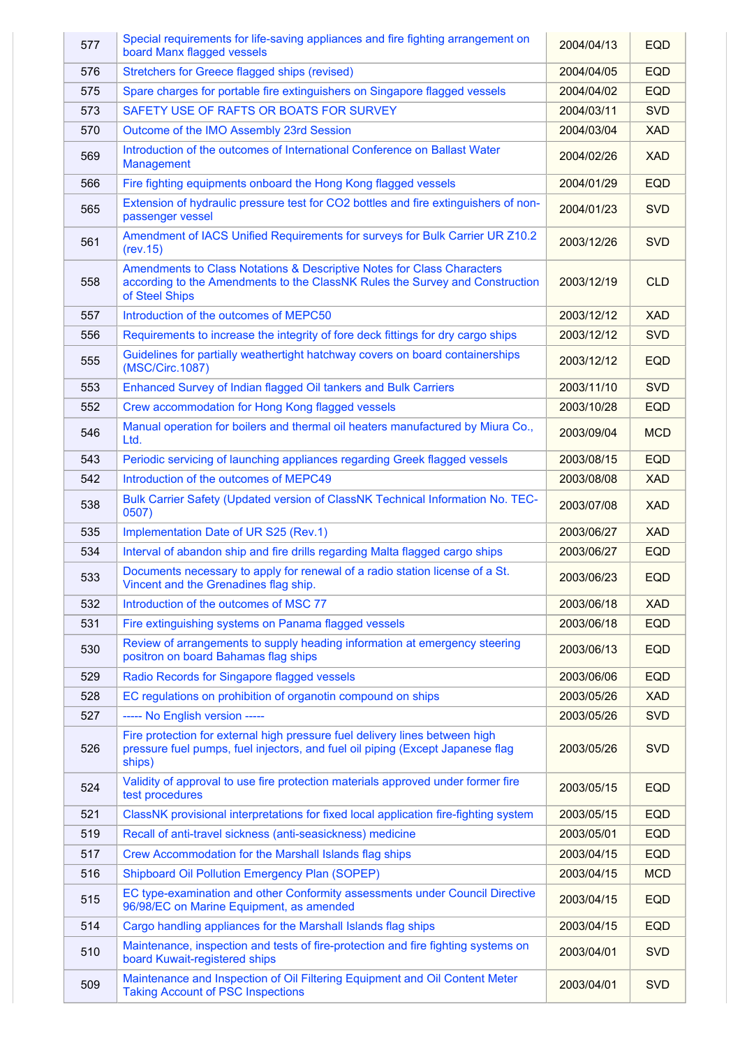| 577 | Special requirements for life-saving appliances and fire fighting arrangement on board Manx flagged vessels | 2004/04/13 | EQD |
|---|---|---|---|
| 576 | Stretchers for Greece flagged ships (revised) | 2004/04/05 | EQD |
| 575 | Spare charges for portable fire extinguishers on Singapore flagged vessels | 2004/04/02 | EQD |
| 573 | SAFETY USE OF RAFTS OR BOATS FOR SURVEY | 2004/03/11 | SVD |
| 570 | Outcome of the IMO Assembly 23rd Session | 2004/03/04 | XAD |
| 569 | Introduction of the outcomes of International Conference on Ballast Water Management | 2004/02/26 | XAD |
| 566 | Fire fighting equipments onboard the Hong Kong flagged vessels | 2004/01/29 | EQD |
| 565 | Extension of hydraulic pressure test for CO2 bottles and fire extinguishers of non-passenger vessel | 2004/01/23 | SVD |
| 561 | Amendment of IACS Unified Requirements for surveys for Bulk Carrier UR Z10.2 (rev.15) | 2003/12/26 | SVD |
| 558 | Amendments to Class Notations & Descriptive Notes for Class Characters according to the Amendments to the ClassNK Rules the Survey and Construction of Steel Ships | 2003/12/19 | CLD |
| 557 | Introduction of the outcomes of MEPC50 | 2003/12/12 | XAD |
| 556 | Requirements to increase the integrity of fore deck fittings for dry cargo ships | 2003/12/12 | SVD |
| 555 | Guidelines for partially weathertight hatchway covers on board containerships (MSC/Circ.1087) | 2003/12/12 | EQD |
| 553 | Enhanced Survey of Indian flagged Oil tankers and Bulk Carriers | 2003/11/10 | SVD |
| 552 | Crew accommodation for Hong Kong flagged vessels | 2003/10/28 | EQD |
| 546 | Manual operation for boilers and thermal oil heaters manufactured by Miura Co., Ltd. | 2003/09/04 | MCD |
| 543 | Periodic servicing of launching appliances regarding Greek flagged vessels | 2003/08/15 | EQD |
| 542 | Introduction of the outcomes of MEPC49 | 2003/08/08 | XAD |
| 538 | Bulk Carrier Safety (Updated version of ClassNK Technical Information No. TEC-0507) | 2003/07/08 | XAD |
| 535 | Implementation Date of UR S25 (Rev.1) | 2003/06/27 | XAD |
| 534 | Interval of abandon ship and fire drills regarding Malta flagged cargo ships | 2003/06/27 | EQD |
| 533 | Documents necessary to apply for renewal of a radio station license of a St. Vincent and the Grenadines flag ship. | 2003/06/23 | EQD |
| 532 | Introduction of the outcomes of MSC 77 | 2003/06/18 | XAD |
| 531 | Fire extinguishing systems on Panama flagged vessels | 2003/06/18 | EQD |
| 530 | Review of arrangements to supply heading information at emergency steering positron on board Bahamas flag ships | 2003/06/13 | EQD |
| 529 | Radio Records for Singapore flagged vessels | 2003/06/06 | EQD |
| 528 | EC regulations on prohibition of organotin compound on ships | 2003/05/26 | XAD |
| 527 | ----- No English version ----- | 2003/05/26 | SVD |
| 526 | Fire protection for external high pressure fuel delivery lines between high pressure fuel pumps, fuel injectors, and fuel oil piping (Except Japanese flag ships) | 2003/05/26 | SVD |
| 524 | Validity of approval to use fire protection materials approved under former fire test procedures | 2003/05/15 | EQD |
| 521 | ClassNK provisional interpretations for fixed local application fire-fighting system | 2003/05/15 | EQD |
| 519 | Recall of anti-travel sickness (anti-seasickness) medicine | 2003/05/01 | EQD |
| 517 | Crew Accommodation for the Marshall Islands flag ships | 2003/04/15 | EQD |
| 516 | Shipboard Oil Pollution Emergency Plan (SOPEP) | 2003/04/15 | MCD |
| 515 | EC type-examination and other Conformity assessments under Council Directive 96/98/EC on Marine Equipment, as amended | 2003/04/15 | EQD |
| 514 | Cargo handling appliances for the Marshall Islands flag ships | 2003/04/15 | EQD |
| 510 | Maintenance, inspection and tests of fire-protection and fire fighting systems on board Kuwait-registered ships | 2003/04/01 | SVD |
| 509 | Maintenance and Inspection of Oil Filtering Equipment and Oil Content Meter Taking Account of PSC Inspections | 2003/04/01 | SVD |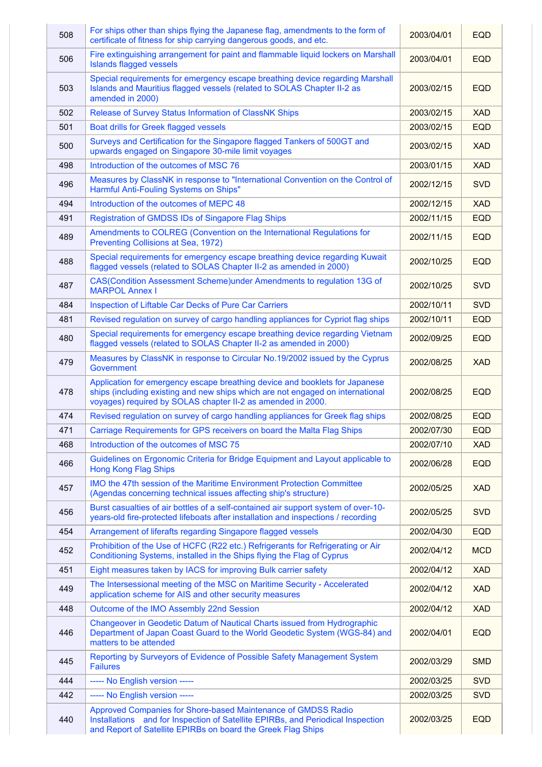| | | | |
|---|---|---|---|
| 508 | For ships other than ships flying the Japanese flag, amendments to the form of certificate of fitness for ship carrying dangerous goods, and etc. | 2003/04/01 | EQD |
| 506 | Fire extinguishing arrangement for paint and flammable liquid lockers on Marshall Islands flagged vessels | 2003/04/01 | EQD |
| 503 | Special requirements for emergency escape breathing device regarding Marshall Islands and Mauritius flagged vessels (related to SOLAS Chapter II-2 as amended in 2000) | 2003/02/15 | EQD |
| 502 | Release of Survey Status Information of ClassNK Ships | 2003/02/15 | XAD |
| 501 | Boat drills for Greek flagged vessels | 2003/02/15 | EQD |
| 500 | Surveys and Certification for the Singapore flagged Tankers of 500GT and upwards engaged on Singapore 30-mile limit voyages | 2003/02/15 | XAD |
| 498 | Introduction of the outcomes of MSC 76 | 2003/01/15 | XAD |
| 496 | Measures by ClassNK in response to "International Convention on the Control of Harmful Anti-Fouling Systems on Ships" | 2002/12/15 | SVD |
| 494 | Introduction of the outcomes of MEPC 48 | 2002/12/15 | XAD |
| 491 | Registration of GMDSS IDs of Singapore Flag Ships | 2002/11/15 | EQD |
| 489 | Amendments to COLREG (Convention on the International Regulations for Preventing Collisions at Sea, 1972) | 2002/11/15 | EQD |
| 488 | Special requirements for emergency escape breathing device regarding Kuwait flagged vessels (related to SOLAS Chapter II-2 as amended in 2000) | 2002/10/25 | EQD |
| 487 | CAS(Condition Assessment Scheme)under Amendments to regulation 13G of MARPOL Annex I | 2002/10/25 | SVD |
| 484 | Inspection of Liftable Car Decks of Pure Car Carriers | 2002/10/11 | SVD |
| 481 | Revised regulation on survey of cargo handling appliances for Cypriot flag ships | 2002/10/11 | EQD |
| 480 | Special requirements for emergency escape breathing device regarding Vietnam flagged vessels (related to SOLAS Chapter II-2 as amended in 2000) | 2002/09/25 | EQD |
| 479 | Measures by ClassNK in response to Circular No.19/2002 issued by the Cyprus Government | 2002/08/25 | XAD |
| 478 | Application for emergency escape breathing device and booklets for Japanese ships (including existing and new ships which are not engaged on international voyages) required by SOLAS chapter II-2 as amended in 2000. | 2002/08/25 | EQD |
| 474 | Revised regulation on survey of cargo handling appliances for Greek flag ships | 2002/08/25 | EQD |
| 471 | Carriage Requirements for GPS receivers on board the Malta Flag Ships | 2002/07/30 | EQD |
| 468 | Introduction of the outcomes of MSC 75 | 2002/07/10 | XAD |
| 466 | Guidelines on Ergonomic Criteria for Bridge Equipment and Layout applicable to Hong Kong Flag Ships | 2002/06/28 | EQD |
| 457 | IMO the 47th session of the Maritime Environment Protection Committee (Agendas concerning technical issues affecting ship's structure) | 2002/05/25 | XAD |
| 456 | Burst casualties of air bottles of a self-contained air support system of over-10-years-old fire-protected lifeboats after installation and inspections / recording | 2002/05/25 | SVD |
| 454 | Arrangement of liferafts regarding Singapore flagged vessels | 2002/04/30 | EQD |
| 452 | Prohibition of the Use of HCFC (R22 etc.) Refrigerants for Refrigerating or Air Conditioning Systems, installed in the Ships flying the Flag of Cyprus | 2002/04/12 | MCD |
| 451 | Eight measures taken by IACS for improving Bulk carrier safety | 2002/04/12 | XAD |
| 449 | The Intersessional meeting of the MSC on Maritime Security - Accelerated application scheme for AIS and other security measures | 2002/04/12 | XAD |
| 448 | Outcome of the IMO Assembly 22nd Session | 2002/04/12 | XAD |
| 446 | Changeover in Geodetic Datum of Nautical Charts issued from Hydrographic Department of Japan Coast Guard to the World Geodetic System (WGS-84) and matters to be attended | 2002/04/01 | EQD |
| 445 | Reporting by Surveyors of Evidence of Possible Safety Management System Failures | 2002/03/29 | SMD |
| 444 | ----- No English version ----- | 2002/03/25 | SVD |
| 442 | ----- No English version ----- | 2002/03/25 | SVD |
| 440 | Approved Companies for Shore-based Maintenance of GMDSS Radio Installations and for Inspection of Satellite EPIRBs, and Periodical Inspection and Report of Satellite EPIRBs on board the Greek Flag Ships | 2002/03/25 | EQD |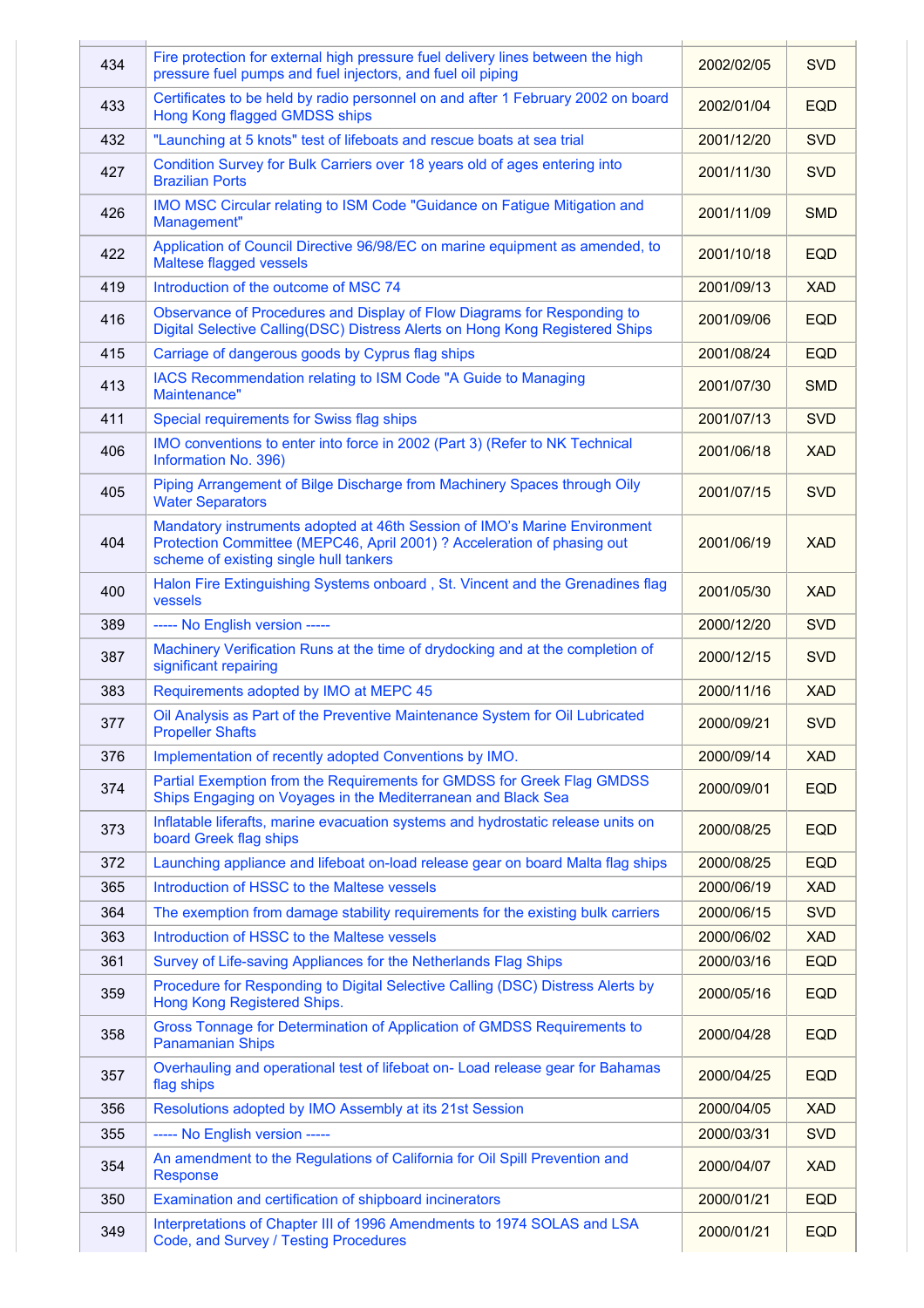| | | | |
|---|---|---|---|
| 434 | Fire protection for external high pressure fuel delivery lines between the high pressure fuel pumps and fuel injectors, and fuel oil piping | 2002/02/05 | SVD |
| 433 | Certificates to be held by radio personnel on and after 1 February 2002 on board Hong Kong flagged GMDSS ships | 2002/01/04 | EQD |
| 432 | "Launching at 5 knots" test of lifeboats and rescue boats at sea trial | 2001/12/20 | SVD |
| 427 | Condition Survey for Bulk Carriers over 18 years old of ages entering into Brazilian Ports | 2001/11/30 | SVD |
| 426 | IMO MSC Circular relating to ISM Code "Guidance on Fatigue Mitigation and Management" | 2001/11/09 | SMD |
| 422 | Application of Council Directive 96/98/EC on marine equipment as amended, to Maltese flagged vessels | 2001/10/18 | EQD |
| 419 | Introduction of the outcome of MSC 74 | 2001/09/13 | XAD |
| 416 | Observance of Procedures and Display of Flow Diagrams for Responding to Digital Selective Calling(DSC) Distress Alerts on Hong Kong Registered Ships | 2001/09/06 | EQD |
| 415 | Carriage of dangerous goods by Cyprus flag ships | 2001/08/24 | EQD |
| 413 | IACS Recommendation relating to ISM Code "A Guide to Managing Maintenance" | 2001/07/30 | SMD |
| 411 | Special requirements for Swiss flag ships | 2001/07/13 | SVD |
| 406 | IMO conventions to enter into force in 2002 (Part 3) (Refer to NK Technical Information No. 396) | 2001/06/18 | XAD |
| 405 | Piping Arrangement of Bilge Discharge from Machinery Spaces through Oily Water Separators | 2001/07/15 | SVD |
| 404 | Mandatory instruments adopted at 46th Session of IMO's Marine Environment Protection Committee (MEPC46, April 2001) ? Acceleration of phasing out scheme of existing single hull tankers | 2001/06/19 | XAD |
| 400 | Halon Fire Extinguishing Systems onboard , St. Vincent and the Grenadines flag vessels | 2001/05/30 | XAD |
| 389 | ----- No English version ----- | 2000/12/20 | SVD |
| 387 | Machinery Verification Runs at the time of drydocking and at the completion of significant repairing | 2000/12/15 | SVD |
| 383 | Requirements adopted by IMO at MEPC 45 | 2000/11/16 | XAD |
| 377 | Oil Analysis as Part of the Preventive Maintenance System for Oil Lubricated Propeller Shafts | 2000/09/21 | SVD |
| 376 | Implementation of recently adopted Conventions by IMO. | 2000/09/14 | XAD |
| 374 | Partial Exemption from the Requirements for GMDSS for Greek Flag GMDSS Ships Engaging on Voyages in the Mediterranean and Black Sea | 2000/09/01 | EQD |
| 373 | Inflatable liferafts, marine evacuation systems and hydrostatic release units on board Greek flag ships | 2000/08/25 | EQD |
| 372 | Launching appliance and lifeboat on-load release gear on board Malta flag ships | 2000/08/25 | EQD |
| 365 | Introduction of HSSC to the Maltese vessels | 2000/06/19 | XAD |
| 364 | The exemption from damage stability requirements for the existing bulk carriers | 2000/06/15 | SVD |
| 363 | Introduction of HSSC to the Maltese vessels | 2000/06/02 | XAD |
| 361 | Survey of Life-saving Appliances for the Netherlands Flag Ships | 2000/03/16 | EQD |
| 359 | Procedure for Responding to Digital Selective Calling (DSC) Distress Alerts by Hong Kong Registered Ships. | 2000/05/16 | EQD |
| 358 | Gross Tonnage for Determination of Application of GMDSS Requirements to Panamanian Ships | 2000/04/28 | EQD |
| 357 | Overhauling and operational test of lifeboat on- Load release gear for Bahamas flag ships | 2000/04/25 | EQD |
| 356 | Resolutions adopted by IMO Assembly at its 21st Session | 2000/04/05 | XAD |
| 355 | ----- No English version ----- | 2000/03/31 | SVD |
| 354 | An amendment to the Regulations of California for Oil Spill Prevention and Response | 2000/04/07 | XAD |
| 350 | Examination and certification of shipboard incinerators | 2000/01/21 | EQD |
| 349 | Interpretations of Chapter III of 1996 Amendments to 1974 SOLAS and LSA Code, and Survey / Testing Procedures | 2000/01/21 | EQD |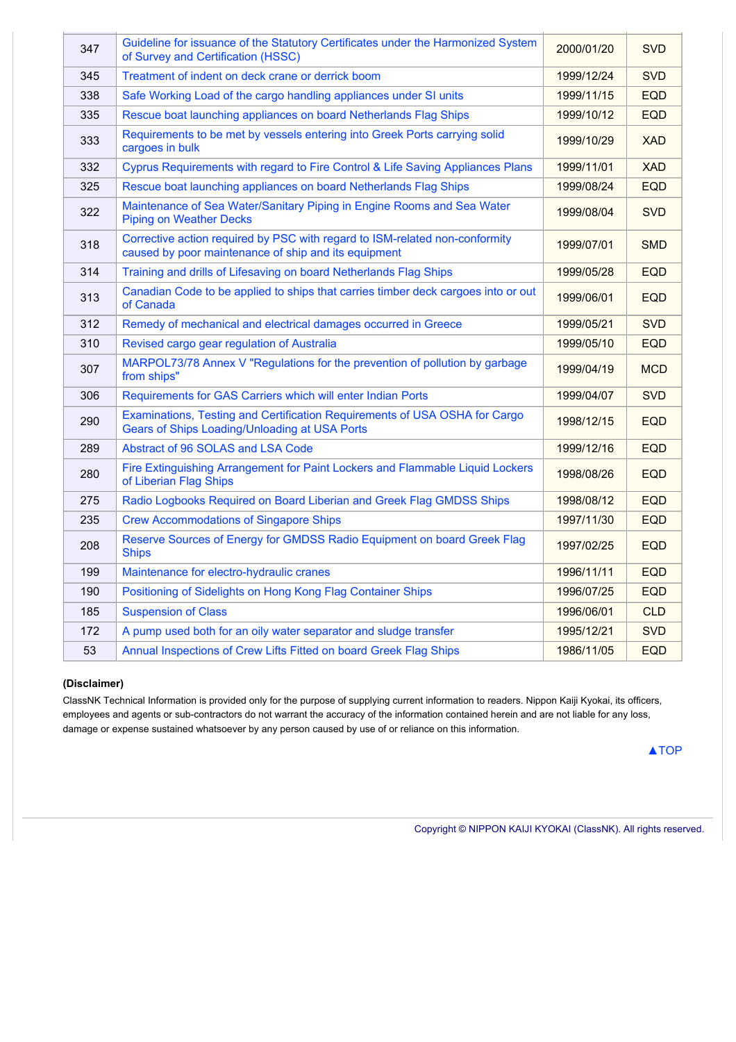| | | | |
|---|---|---|---|
| 347 | Guideline for issuance of the Statutory Certificates under the Harmonized System of Survey and Certification (HSSC) | 2000/01/20 | SVD |
| 345 | Treatment of indent on deck crane or derrick boom | 1999/12/24 | SVD |
| 338 | Safe Working Load of the cargo handling appliances under SI units | 1999/11/15 | EQD |
| 335 | Rescue boat launching appliances on board Netherlands Flag Ships | 1999/10/12 | EQD |
| 333 | Requirements to be met by vessels entering into Greek Ports carrying solid cargoes in bulk | 1999/10/29 | XAD |
| 332 | Cyprus Requirements with regard to Fire Control & Life Saving Appliances Plans | 1999/11/01 | XAD |
| 325 | Rescue boat launching appliances on board Netherlands Flag Ships | 1999/08/24 | EQD |
| 322 | Maintenance of Sea Water/Sanitary Piping in Engine Rooms and Sea Water Piping on Weather Decks | 1999/08/04 | SVD |
| 318 | Corrective action required by PSC with regard to ISM-related non-conformity caused by poor maintenance of ship and its equipment | 1999/07/01 | SMD |
| 314 | Training and drills of Lifesaving on board Netherlands Flag Ships | 1999/05/28 | EQD |
| 313 | Canadian Code to be applied to ships that carries timber deck cargoes into or out of Canada | 1999/06/01 | EQD |
| 312 | Remedy of mechanical and electrical damages occurred in Greece | 1999/05/21 | SVD |
| 310 | Revised cargo gear regulation of Australia | 1999/05/10 | EQD |
| 307 | MARPOL73/78 Annex V "Regulations for the prevention of pollution by garbage from ships" | 1999/04/19 | MCD |
| 306 | Requirements for GAS Carriers which will enter Indian Ports | 1999/04/07 | SVD |
| 290 | Examinations, Testing and Certification Requirements of USA OSHA for Cargo Gears of Ships Loading/Unloading at USA Ports | 1998/12/15 | EQD |
| 289 | Abstract of 96 SOLAS and LSA Code | 1999/12/16 | EQD |
| 280 | Fire Extinguishing Arrangement for Paint Lockers and Flammable Liquid Lockers of Liberian Flag Ships | 1998/08/26 | EQD |
| 275 | Radio Logbooks Required on Board Liberian and Greek Flag GMDSS Ships | 1998/08/12 | EQD |
| 235 | Crew Accommodations of Singapore Ships | 1997/11/30 | EQD |
| 208 | Reserve Sources of Energy for GMDSS Radio Equipment on board Greek Flag Ships | 1997/02/25 | EQD |
| 199 | Maintenance for electro-hydraulic cranes | 1996/11/11 | EQD |
| 190 | Positioning of Sidelights on Hong Kong Flag Container Ships | 1996/07/25 | EQD |
| 185 | Suspension of Class | 1996/06/01 | CLD |
| 172 | A pump used both for an oily water separator and sludge transfer | 1995/12/21 | SVD |
| 53 | Annual Inspections of Crew Lifts Fitted on board Greek Flag Ships | 1986/11/05 | EQD |

**(Disclaimer)**

ClassNK Technical Information is provided only for the purpose of supplying current information to readers. Nippon Kaiji Kyokai, its officers, employees and agents or sub-contractors do not warrant the accuracy of the information contained herein and are not liable for any loss, damage or expense sustained whatsoever by any person caused by use of or reliance on this information.

▲TOP

Copyright © NIPPON KAIJI KYOKAI (ClassNK). All rights reserved.